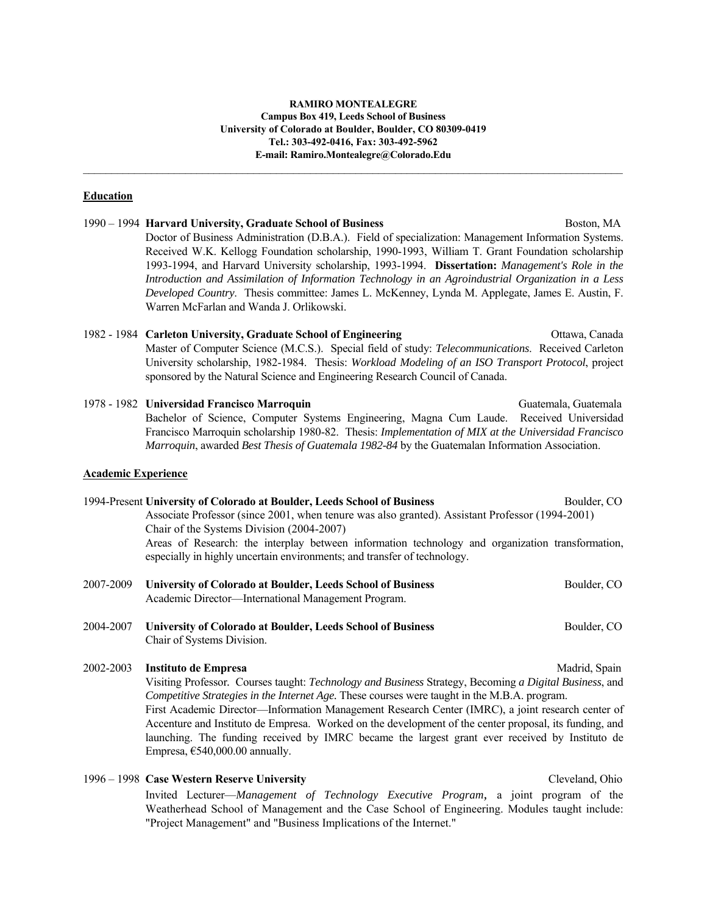**RAMIRO MONTEALEGRE**
**Campus Box 419, Leeds School of Business**
**University of Colorado at Boulder, Boulder, CO 80309-0419**
**Tel.: 303-492-0416, Fax: 303-492-5962**
**E-mail: Ramiro.Montealegre@Colorado.Edu**

---

## Education

1990 – 1994 **Harvard University, Graduate School of Business** Boston, MA
Doctor of Business Administration (D.B.A.). Field of specialization: Management Information Systems. Received W.K. Kellogg Foundation scholarship, 1990-1993, William T. Grant Foundation scholarship 1993-1994, and Harvard University scholarship, 1993-1994. **Dissertation:** *Management's Role in the Introduction and Assimilation of Information Technology in an Agroindustrial Organization in a Less Developed Country*. Thesis committee: James L. McKenney, Lynda M. Applegate, James E. Austin, F. Warren McFarlan and Wanda J. Orlikowski.

1982 - 1984 **Carleton University, Graduate School of Engineering** Ottawa, Canada
Master of Computer Science (M.C.S.). Special field of study: *Telecommunications*. Received Carleton University scholarship, 1982-1984. Thesis: *Workload Modeling of an ISO Transport Protocol*, project sponsored by the Natural Science and Engineering Research Council of Canada.

1978 - 1982 **Universidad Francisco Marroquin** Guatemala, Guatemala
Bachelor of Science, Computer Systems Engineering, Magna Cum Laude. Received Universidad Francisco Marroquin scholarship 1980-82. Thesis: *Implementation of MIX at the Universidad Francisco Marroquin*, awarded *Best Thesis of Guatemala 1982-84* by the Guatemalan Information Association.

## Academic Experience

1994-Present **University of Colorado at Boulder, Leeds School of Business** Boulder, CO
Associate Professor (since 2001, when tenure was also granted). Assistant Professor (1994-2001)
Chair of the Systems Division (2004-2007)
Areas of Research: the interplay between information technology and organization transformation, especially in highly uncertain environments; and transfer of technology.

2007-2009 **University of Colorado at Boulder, Leeds School of Business** Boulder, CO
Academic Director—International Management Program.

2004-2007 **University of Colorado at Boulder, Leeds School of Business** Boulder, CO
Chair of Systems Division.

2002-2003 **Instituto de Empresa** Madrid, Spain
Visiting Professor. Courses taught: *Technology and Business* Strategy, Becoming *a Digital Business*, and *Competitive Strategies in the Internet Age.* These courses were taught in the M.B.A. program.
First Academic Director—Information Management Research Center (IMRC), a joint research center of Accenture and Instituto de Empresa. Worked on the development of the center proposal, its funding, and launching. The funding received by IMRC became the largest grant ever received by Instituto de Empresa, €540,000.00 annually.

1996 – 1998 **Case Western Reserve University** Cleveland, Ohio
Invited Lecturer—*Management of Technology Executive Program*, a joint program of the Weatherhead School of Management and the Case School of Engineering. Modules taught include: "Project Management" and "Business Implications of the Internet."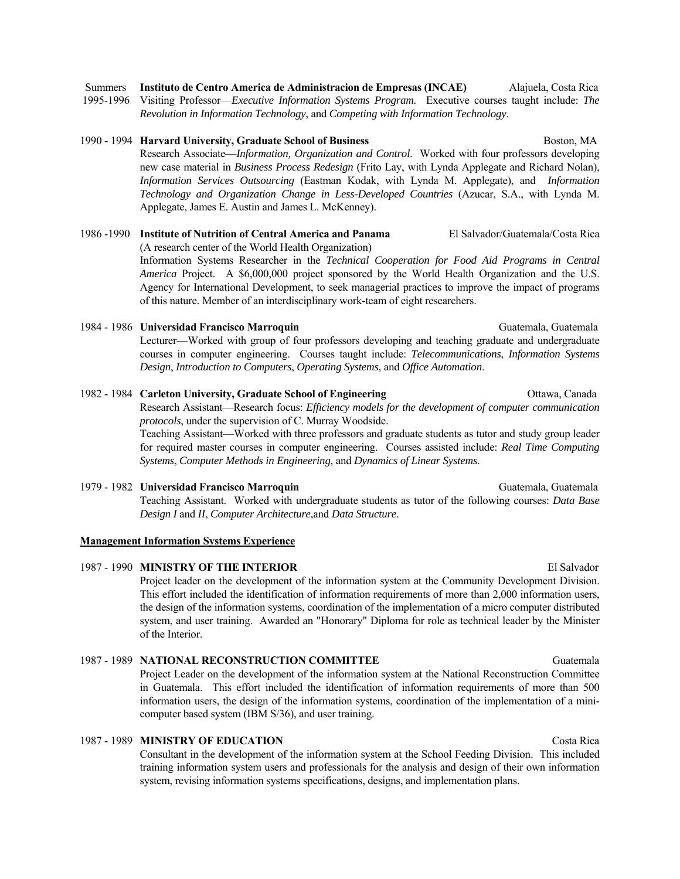Summers 1995-1996 **Instituto de Centro America de Administracion de Empresas (INCAE)** Alajuela, Costa Rica
Visiting Professor—*Executive Information Systems Program.* Executive courses taught include: *The Revolution in Information Technology*, and *Competing with Information Technology*.

1990 - 1994 **Harvard University, Graduate School of Business** Boston, MA
Research Associate—*Information, Organization and Control.* Worked with four professors developing new case material in *Business Process Redesign* (Frito Lay, with Lynda Applegate and Richard Nolan), *Information Services Outsourcing* (Eastman Kodak, with Lynda M. Applegate), and *Information Technology and Organization Change in Less-Developed Countries* (Azucar, S.A., with Lynda M. Applegate, James E. Austin and James L. McKenney).

1986 -1990 **Institute of Nutrition of Central America and Panama** El Salvador/Guatemala/Costa Rica
(A research center of the World Health Organization)
Information Systems Researcher in the *Technical Cooperation for Food Aid Programs in Central America* Project. A $6,000,000 project sponsored by the World Health Organization and the U.S. Agency for International Development, to seek managerial practices to improve the impact of programs of this nature. Member of an interdisciplinary work-team of eight researchers.

1984 - 1986 **Universidad Francisco Marroquin** Guatemala, Guatemala
Lecturer—Worked with group of four professors developing and teaching graduate and undergraduate courses in computer engineering. Courses taught include: *Telecommunications*, *Information Systems Design*, *Introduction to Computers*, *Operating Systems*, and *Office Automation*.

1982 - 1984 **Carleton University, Graduate School of Engineering** Ottawa, Canada
Research Assistant—Research focus: *Efficiency models for the development of computer communication protocols*, under the supervision of C. Murray Woodside.
Teaching Assistant—Worked with three professors and graduate students as tutor and study group leader for required master courses in computer engineering. Courses assisted include: *Real Time Computing Systems*, *Computer Methods in Engineering*, and *Dynamics of Linear Systems*.

1979 - 1982 **Universidad Francisco Marroquin** Guatemala, Guatemala
Teaching Assistant. Worked with undergraduate students as tutor of the following courses: *Data Base Design I* and *II*, *Computer Architecture*,and *Data Structure*.

## Management Information Systems Experience

1987 - 1990 **MINISTRY OF THE INTERIOR** El Salvador
Project leader on the development of the information system at the Community Development Division. This effort included the identification of information requirements of more than 2,000 information users, the design of the information systems, coordination of the implementation of a micro computer distributed system, and user training. Awarded an "Honorary" Diploma for role as technical leader by the Minister of the Interior.

1987 - 1989 **NATIONAL RECONSTRUCTION COMMITTEE** Guatemala
Project Leader on the development of the information system at the National Reconstruction Committee in Guatemala. This effort included the identification of information requirements of more than 500 information users, the design of the information systems, coordination of the implementation of a mini-computer based system (IBM S/36), and user training.

1987 - 1989 **MINISTRY OF EDUCATION** Costa Rica
Consultant in the development of the information system at the School Feeding Division. This included training information system users and professionals for the analysis and design of their own information system, revising information systems specifications, designs, and implementation plans.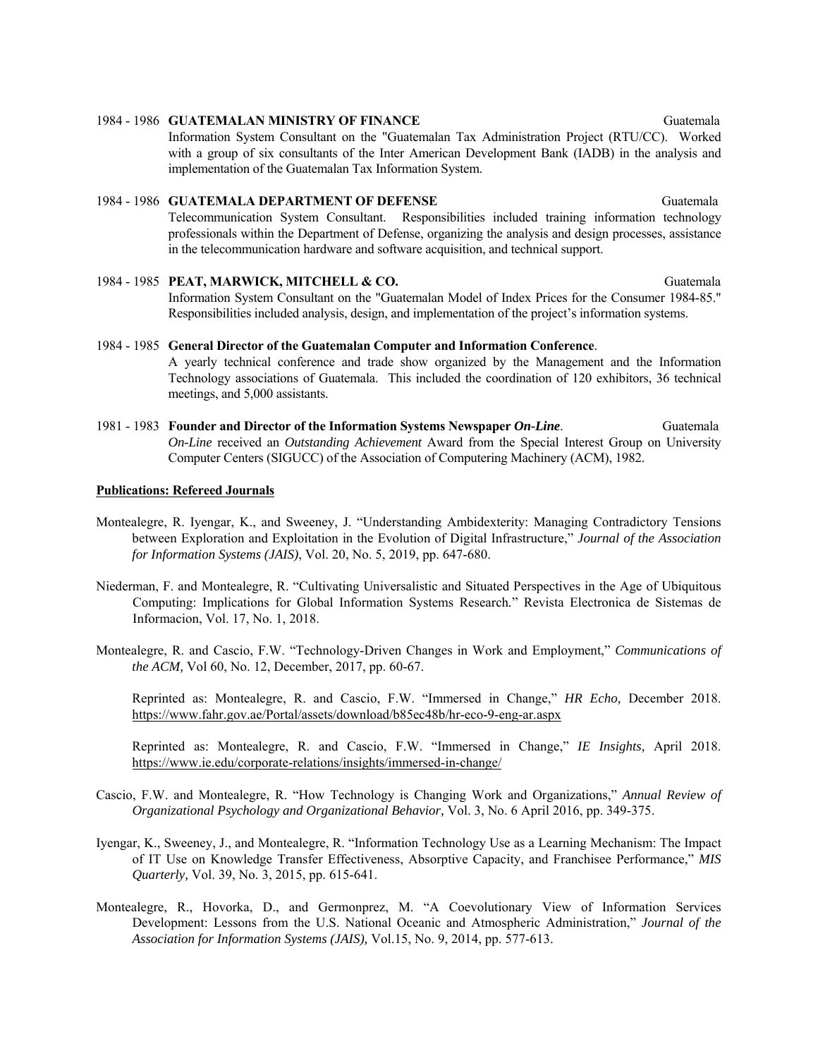1984 - 1986 **GUATEMALAN MINISTRY OF FINANCE** Guatemala
Information System Consultant on the "Guatemalan Tax Administration Project (RTU/CC). Worked with a group of six consultants of the Inter American Development Bank (IADB) in the analysis and implementation of the Guatemalan Tax Information System.

1984 - 1986 **GUATEMALA DEPARTMENT OF DEFENSE** Guatemala
Telecommunication System Consultant. Responsibilities included training information technology professionals within the Department of Defense, organizing the analysis and design processes, assistance in the telecommunication hardware and software acquisition, and technical support.

1984 - 1985 **PEAT, MARWICK, MITCHELL & CO.** Guatemala
Information System Consultant on the "Guatemalan Model of Index Prices for the Consumer 1984-85." Responsibilities included analysis, design, and implementation of the project's information systems.

1984 - 1985 **General Director of the Guatemalan Computer and Information Conference**.
A yearly technical conference and trade show organized by the Management and the Information Technology associations of Guatemala. This included the coordination of 120 exhibitors, 36 technical meetings, and 5,000 assistants.

1981 - 1983 **Founder and Director of the Information Systems Newspaper *On-Line***. Guatemala
*On-Line* received an *Outstanding Achievement* Award from the Special Interest Group on University Computer Centers (SIGUCC) of the Association of Computering Machinery (ACM), 1982.

**Publications: Refereed Journals**

Montealegre, R. Iyengar, K., and Sweeney, J. "Understanding Ambidexterity: Managing Contradictory Tensions between Exploration and Exploitation in the Evolution of Digital Infrastructure," *Journal of the Association for Information Systems (JAIS)*, Vol. 20, No. 5, 2019, pp. 647-680.

Niederman, F. and Montealegre, R. "Cultivating Universalistic and Situated Perspectives in the Age of Ubiquitous Computing: Implications for Global Information Systems Research." Revista Electronica de Sistemas de Informacion, Vol. 17, No. 1, 2018.

Montealegre, R. and Cascio, F.W. "Technology-Driven Changes in Work and Employment," *Communications of the ACM,* Vol 60, No. 12, December, 2017, pp. 60-67.

Reprinted as: Montealegre, R. and Cascio, F.W. "Immersed in Change," *HR Echo,* December 2018. https://www.fahr.gov.ae/Portal/assets/download/b85ec48b/hr-eco-9-eng-ar.aspx

Reprinted as: Montealegre, R. and Cascio, F.W. "Immersed in Change," *IE Insights,* April 2018. https://www.ie.edu/corporate-relations/insights/immersed-in-change/

Cascio, F.W. and Montealegre, R. "How Technology is Changing Work and Organizations," *Annual Review of Organizational Psychology and Organizational Behavior,* Vol. 3, No. 6 April 2016, pp. 349-375.

Iyengar, K., Sweeney, J., and Montealegre, R. "Information Technology Use as a Learning Mechanism: The Impact of IT Use on Knowledge Transfer Effectiveness, Absorptive Capacity, and Franchisee Performance," *MIS Quarterly,* Vol. 39, No. 3, 2015, pp. 615-641.

Montealegre, R., Hovorka, D., and Germonprez, M. "A Coevolutionary View of Information Services Development: Lessons from the U.S. National Oceanic and Atmospheric Administration," *Journal of the Association for Information Systems (JAIS),* Vol.15, No. 9, 2014, pp. 577-613.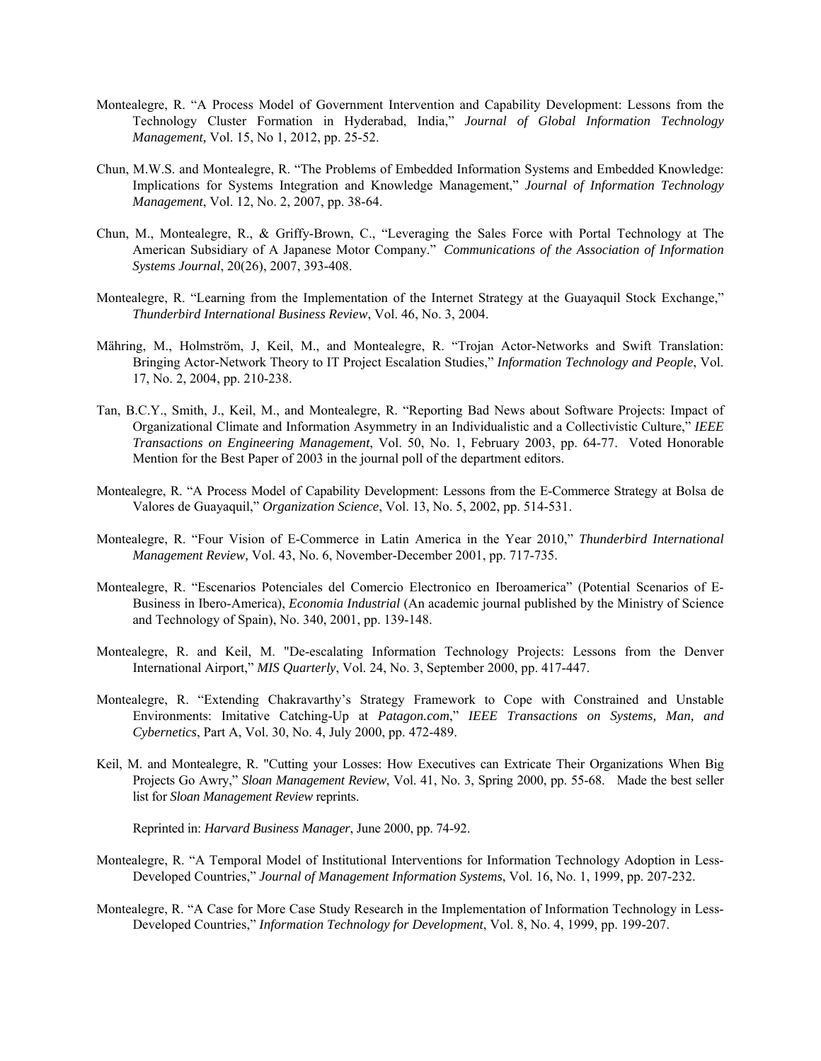Montealegre, R. "A Process Model of Government Intervention and Capability Development: Lessons from the Technology Cluster Formation in Hyderabad, India," *Journal of Global Information Technology Management,* Vol. 15, No 1, 2012, pp. 25-52.

Chun, M.W.S. and Montealegre, R. "The Problems of Embedded Information Systems and Embedded Knowledge: Implications for Systems Integration and Knowledge Management," *Journal of Information Technology Management*, Vol. 12, No. 2, 2007, pp. 38-64.

Chun, M., Montealegre, R., & Griffy-Brown, C., "Leveraging the Sales Force with Portal Technology at The American Subsidiary of A Japanese Motor Company." *Communications of the Association of Information Systems Journal*, 20(26), 2007, 393-408.

Montealegre, R. "Learning from the Implementation of the Internet Strategy at the Guayaquil Stock Exchange," *Thunderbird International Business Review*, Vol. 46, No. 3, 2004.

Mähring, M., Holmström, J, Keil, M., and Montealegre, R. "Trojan Actor-Networks and Swift Translation: Bringing Actor-Network Theory to IT Project Escalation Studies," *Information Technology and People*, Vol. 17, No. 2, 2004, pp. 210-238.

Tan, B.C.Y., Smith, J., Keil, M., and Montealegre, R. "Reporting Bad News about Software Projects: Impact of Organizational Climate and Information Asymmetry in an Individualistic and a Collectivistic Culture," *IEEE Transactions on Engineering Management*, Vol. 50, No. 1, February 2003, pp. 64-77. Voted Honorable Mention for the Best Paper of 2003 in the journal poll of the department editors.

Montealegre, R. "A Process Model of Capability Development: Lessons from the E-Commerce Strategy at Bolsa de Valores de Guayaquil," *Organization Science*, Vol. 13, No. 5, 2002, pp. 514-531.

Montealegre, R. "Four Vision of E-Commerce in Latin America in the Year 2010," *Thunderbird International Management Review,* Vol. 43, No. 6, November-December 2001, pp. 717-735.

Montealegre, R. "Escenarios Potenciales del Comercio Electronico en Iberoamerica" (Potential Scenarios of E-Business in Ibero-America), *Economia Industrial* (An academic journal published by the Ministry of Science and Technology of Spain), No. 340, 2001, pp. 139-148.

Montealegre, R. and Keil, M. "De-escalating Information Technology Projects: Lessons from the Denver International Airport," *MIS Quarterly*, Vol. 24, No. 3, September 2000, pp. 417-447.

Montealegre, R. "Extending Chakravarthy's Strategy Framework to Cope with Constrained and Unstable Environments: Imitative Catching-Up at *Patagon.com*," *IEEE Transactions on Systems, Man, and Cybernetics*, Part A, Vol. 30, No. 4, July 2000, pp. 472-489.

Keil, M. and Montealegre, R. "Cutting your Losses: How Executives can Extricate Their Organizations When Big Projects Go Awry," *Sloan Management Review*, Vol. 41, No. 3, Spring 2000, pp. 55-68. Made the best seller list for *Sloan Management Review* reprints.

Reprinted in: *Harvard Business Manager*, June 2000, pp. 74-92.

Montealegre, R. "A Temporal Model of Institutional Interventions for Information Technology Adoption in Less-Developed Countries," *Journal of Management Information Systems*, Vol. 16, No. 1, 1999, pp. 207-232.

Montealegre, R. "A Case for More Case Study Research in the Implementation of Information Technology in Less-Developed Countries," *Information Technology for Development*, Vol. 8, No. 4, 1999, pp. 199-207.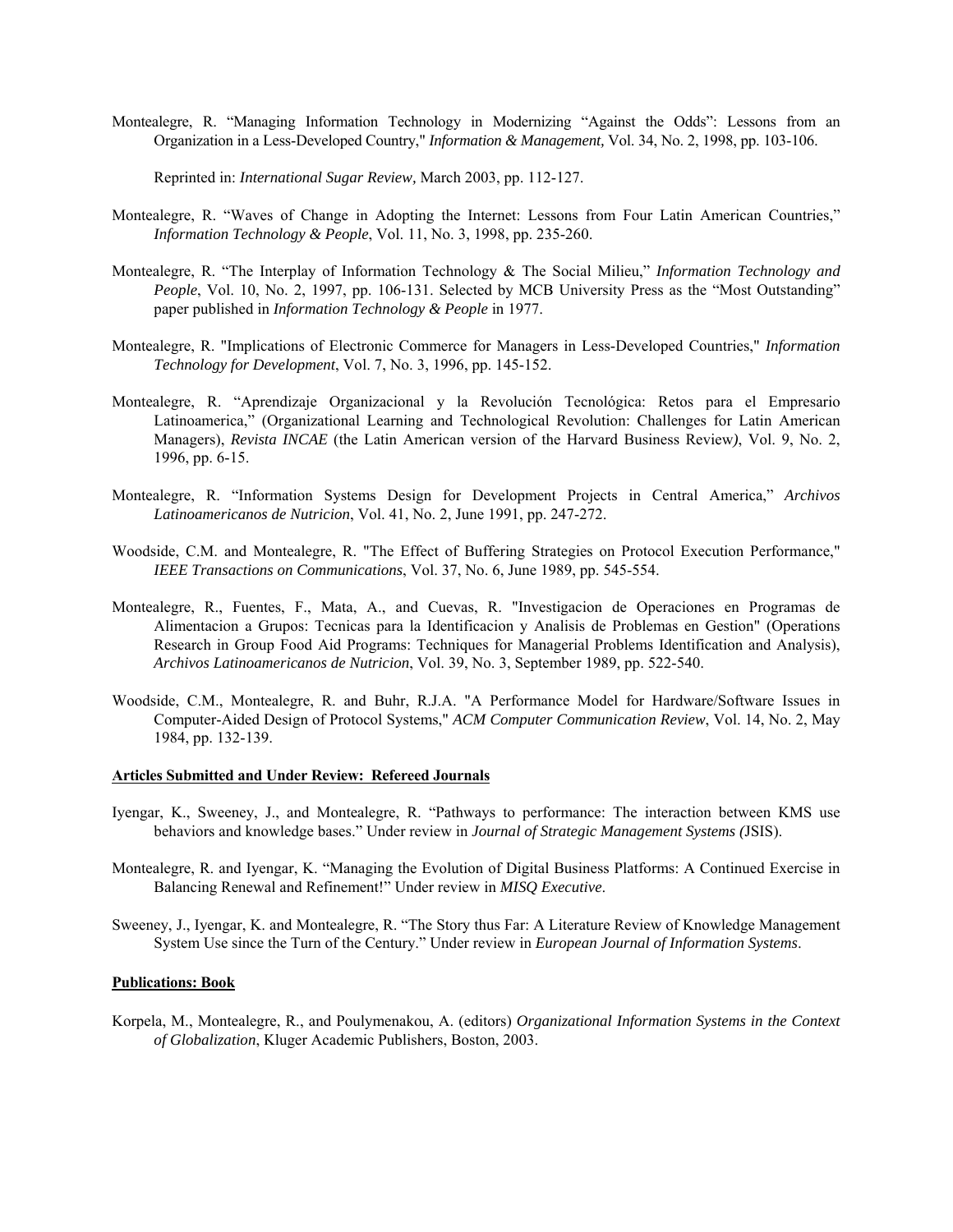Montealegre, R. "Managing Information Technology in Modernizing "Against the Odds": Lessons from an Organization in a Less-Developed Country," *Information & Management,* Vol. 34, No. 2, 1998, pp. 103-106.

Reprinted in: *International Sugar Review,* March 2003, pp. 112-127.

Montealegre, R. "Waves of Change in Adopting the Internet: Lessons from Four Latin American Countries," *Information Technology & People*, Vol. 11, No. 3, 1998, pp. 235-260.

Montealegre, R. "The Interplay of Information Technology & The Social Milieu," *Information Technology and People*, Vol. 10, No. 2, 1997, pp. 106-131. Selected by MCB University Press as the "Most Outstanding" paper published in *Information Technology & People* in 1977.

Montealegre, R. "Implications of Electronic Commerce for Managers in Less-Developed Countries," *Information Technology for Development*, Vol. 7, No. 3, 1996, pp. 145-152.

Montealegre, R. "Aprendizaje Organizacional y la Revolución Tecnológica: Retos para el Empresario Latinoamerica," (Organizational Learning and Technological Revolution: Challenges for Latin American Managers), *Revista INCAE* (the Latin American version of the Harvard Business Review*)*, Vol. 9, No. 2, 1996, pp. 6-15.

Montealegre, R. "Information Systems Design for Development Projects in Central America," *Archivos Latinoamericanos de Nutricion*, Vol. 41, No. 2, June 1991, pp. 247-272.

Woodside, C.M. and Montealegre, R. "The Effect of Buffering Strategies on Protocol Execution Performance," *IEEE Transactions on Communications*, Vol. 37, No. 6, June 1989, pp. 545-554.

Montealegre, R., Fuentes, F., Mata, A., and Cuevas, R. "Investigacion de Operaciones en Programas de Alimentacion a Grupos: Tecnicas para la Identificacion y Analisis de Problemas en Gestion" (Operations Research in Group Food Aid Programs: Techniques for Managerial Problems Identification and Analysis), *Archivos Latinoamericanos de Nutricion*, Vol. 39, No. 3, September 1989, pp. 522-540.

Woodside, C.M., Montealegre, R. and Buhr, R.J.A. "A Performance Model for Hardware/Software Issues in Computer-Aided Design of Protocol Systems," *ACM Computer Communication Review*, Vol. 14, No. 2, May 1984, pp. 132-139.

**Articles Submitted and Under Review: Refereed Journals**

Iyengar, K., Sweeney, J., and Montealegre, R. "Pathways to performance: The interaction between KMS use behaviors and knowledge bases." Under review in *Journal of Strategic Management Systems (*JSIS).

Montealegre, R. and Iyengar, K. "Managing the Evolution of Digital Business Platforms: A Continued Exercise in Balancing Renewal and Refinement!" Under review in *MISQ Executive*.

Sweeney, J., Iyengar, K. and Montealegre, R. "The Story thus Far: A Literature Review of Knowledge Management System Use since the Turn of the Century." Under review in *European Journal of Information Systems*.

**Publications: Book**

Korpela, M., Montealegre, R., and Poulymenakou, A. (editors) *Organizational Information Systems in the Context of Globalization*, Kluger Academic Publishers, Boston, 2003.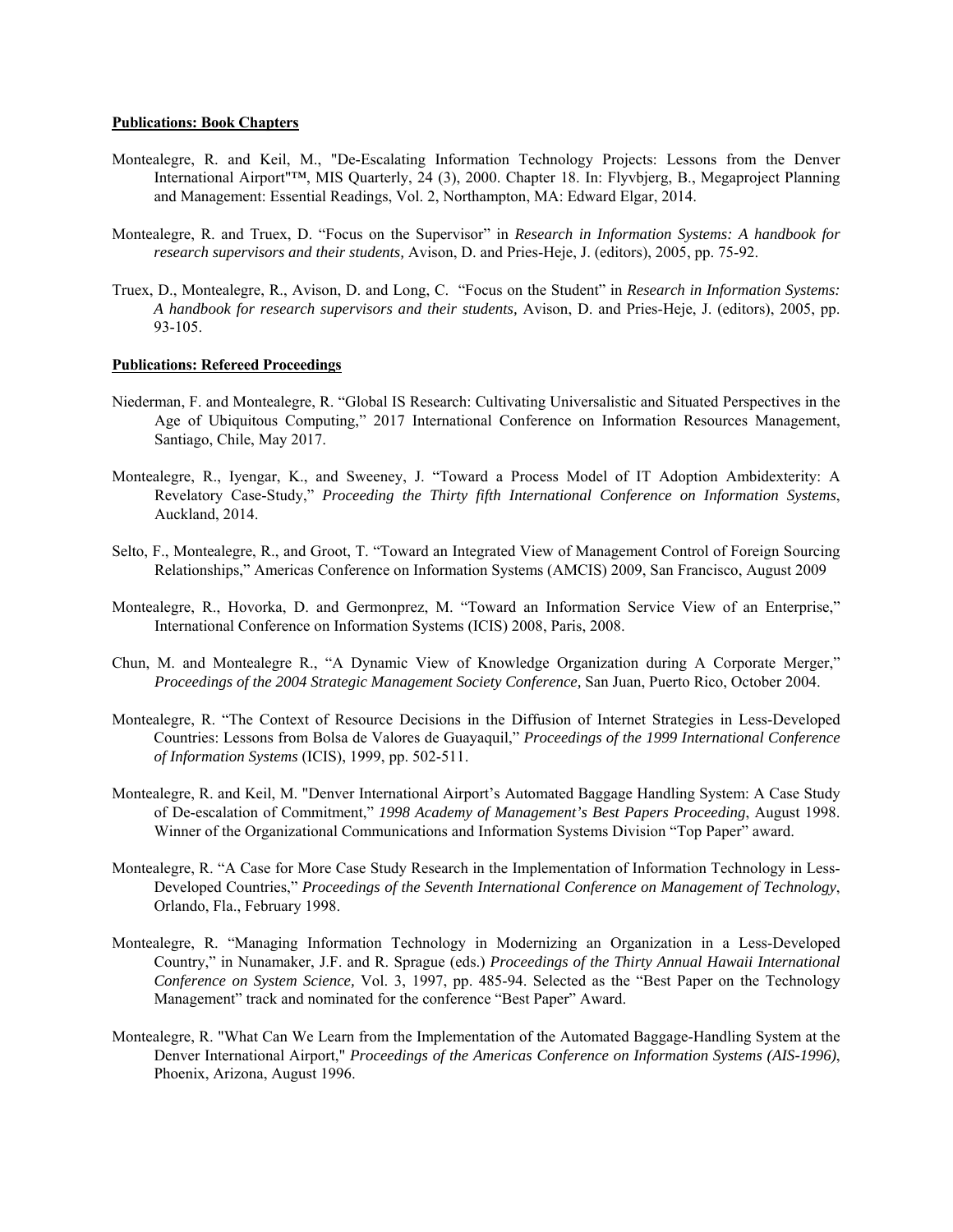**Publications: Book Chapters**

Montealegre, R. and Keil, M., "De-Escalating Information Technology Projects: Lessons from the Denver International Airport"™, MIS Quarterly, 24 (3), 2000. Chapter 18. In: Flyvbjerg, B., Megaproject Planning and Management: Essential Readings, Vol. 2, Northampton, MA: Edward Elgar, 2014.

Montealegre, R. and Truex, D. "Focus on the Supervisor" in *Research in Information Systems: A handbook for research supervisors and their students,* Avison, D. and Pries-Heje, J. (editors), 2005, pp. 75-92.

Truex, D., Montealegre, R., Avison, D. and Long, C. "Focus on the Student" in *Research in Information Systems: A handbook for research supervisors and their students,* Avison, D. and Pries-Heje, J. (editors), 2005, pp. 93-105.

**Publications: Refereed Proceedings**

Niederman, F. and Montealegre, R. "Global IS Research: Cultivating Universalistic and Situated Perspectives in the Age of Ubiquitous Computing," 2017 International Conference on Information Resources Management, Santiago, Chile, May 2017.

Montealegre, R., Iyengar, K., and Sweeney, J. "Toward a Process Model of IT Adoption Ambidexterity: A Revelatory Case-Study," *Proceeding the Thirty fifth International Conference on Information Systems*, Auckland, 2014.

Selto, F., Montealegre, R., and Groot, T. "Toward an Integrated View of Management Control of Foreign Sourcing Relationships," Americas Conference on Information Systems (AMCIS) 2009, San Francisco, August 2009

Montealegre, R., Hovorka, D. and Germonprez, M. "Toward an Information Service View of an Enterprise," International Conference on Information Systems (ICIS) 2008, Paris, 2008.

Chun, M. and Montealegre R., "A Dynamic View of Knowledge Organization during A Corporate Merger," *Proceedings of the 2004 Strategic Management Society Conference,* San Juan, Puerto Rico, October 2004.

Montealegre, R. "The Context of Resource Decisions in the Diffusion of Internet Strategies in Less-Developed Countries: Lessons from Bolsa de Valores de Guayaquil," *Proceedings of the 1999 International Conference of Information Systems* (ICIS), 1999, pp. 502-511.

Montealegre, R. and Keil, M. "Denver International Airport's Automated Baggage Handling System: A Case Study of De-escalation of Commitment," *1998 Academy of Management's Best Papers Proceeding*, August 1998. Winner of the Organizational Communications and Information Systems Division "Top Paper" award.

Montealegre, R. "A Case for More Case Study Research in the Implementation of Information Technology in Less-Developed Countries," *Proceedings of the Seventh International Conference on Management of Technology*, Orlando, Fla., February 1998.

Montealegre, R. "Managing Information Technology in Modernizing an Organization in a Less-Developed Country," in Nunamaker, J.F. and R. Sprague (eds.) *Proceedings of the Thirty Annual Hawaii International Conference on System Science,* Vol. 3, 1997, pp. 485-94. Selected as the "Best Paper on the Technology Management" track and nominated for the conference "Best Paper" Award.

Montealegre, R. "What Can We Learn from the Implementation of the Automated Baggage-Handling System at the Denver International Airport," *Proceedings of the Americas Conference on Information Systems (AIS-1996)*, Phoenix, Arizona, August 1996.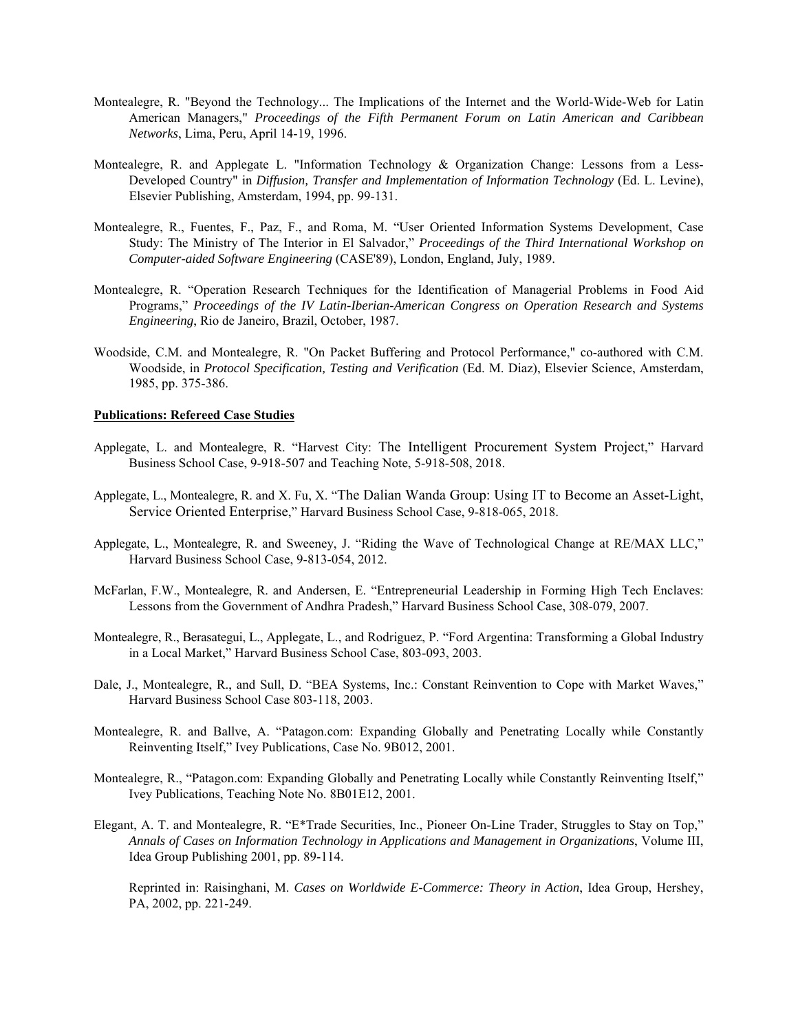Montealegre, R. "Beyond the Technology... The Implications of the Internet and the World-Wide-Web for Latin American Managers," *Proceedings of the Fifth Permanent Forum on Latin American and Caribbean Networks*, Lima, Peru, April 14-19, 1996.

Montealegre, R. and Applegate L. "Information Technology & Organization Change: Lessons from a Less-Developed Country" in *Diffusion, Transfer and Implementation of Information Technology* (Ed. L. Levine), Elsevier Publishing, Amsterdam, 1994, pp. 99-131.

Montealegre, R., Fuentes, F., Paz, F., and Roma, M. "User Oriented Information Systems Development, Case Study: The Ministry of The Interior in El Salvador," *Proceedings of the Third International Workshop on Computer-aided Software Engineering* (CASE'89), London, England, July, 1989.

Montealegre, R. "Operation Research Techniques for the Identification of Managerial Problems in Food Aid Programs," *Proceedings of the IV Latin-Iberian-American Congress on Operation Research and Systems Engineering*, Rio de Janeiro, Brazil, October, 1987.

Woodside, C.M. and Montealegre, R. "On Packet Buffering and Protocol Performance," co-authored with C.M. Woodside, in *Protocol Specification, Testing and Verification* (Ed. M. Diaz), Elsevier Science, Amsterdam, 1985, pp. 375-386.

**Publications: Refereed Case Studies**

Applegate, L. and Montealegre, R. "Harvest City: The Intelligent Procurement System Project," Harvard Business School Case, 9-918-507 and Teaching Note, 5-918-508, 2018.

Applegate, L., Montealegre, R. and X. Fu, X. "The Dalian Wanda Group: Using IT to Become an Asset-Light, Service Oriented Enterprise," Harvard Business School Case, 9-818-065, 2018.

Applegate, L., Montealegre, R. and Sweeney, J. "Riding the Wave of Technological Change at RE/MAX LLC," Harvard Business School Case, 9-813-054, 2012.

McFarlan, F.W., Montealegre, R. and Andersen, E. "Entrepreneurial Leadership in Forming High Tech Enclaves: Lessons from the Government of Andhra Pradesh," Harvard Business School Case, 308-079, 2007.

Montealegre, R., Berasategui, L., Applegate, L., and Rodriguez, P. "Ford Argentina: Transforming a Global Industry in a Local Market," Harvard Business School Case, 803-093, 2003.

Dale, J., Montealegre, R., and Sull, D. "BEA Systems, Inc.: Constant Reinvention to Cope with Market Waves," Harvard Business School Case 803-118, 2003.

Montealegre, R. and Ballve, A. "Patagon.com: Expanding Globally and Penetrating Locally while Constantly Reinventing Itself," Ivey Publications, Case No. 9B012, 2001.

Montealegre, R., "Patagon.com: Expanding Globally and Penetrating Locally while Constantly Reinventing Itself," Ivey Publications, Teaching Note No. 8B01E12, 2001.

Elegant, A. T. and Montealegre, R. "E*Trade Securities, Inc., Pioneer On-Line Trader, Struggles to Stay on Top," *Annals of Cases on Information Technology in Applications and Management in Organizations*, Volume III, Idea Group Publishing 2001, pp. 89-114.

Reprinted in: Raisinghani, M. *Cases on Worldwide E-Commerce: Theory in Action*, Idea Group, Hershey, PA, 2002, pp. 221-249.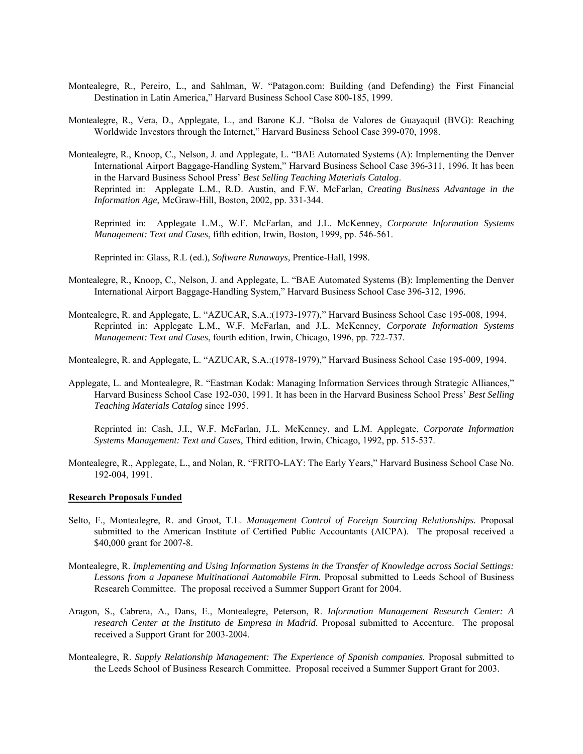Montealegre, R., Pereiro, L., and Sahlman, W. "Patagon.com: Building (and Defending) the First Financial Destination in Latin America," Harvard Business School Case 800-185, 1999.

Montealegre, R., Vera, D., Applegate, L., and Barone K.J. "Bolsa de Valores de Guayaquil (BVG): Reaching Worldwide Investors through the Internet," Harvard Business School Case 399-070, 1998.

Montealegre, R., Knoop, C., Nelson, J. and Applegate, L. "BAE Automated Systems (A): Implementing the Denver International Airport Baggage-Handling System," Harvard Business School Case 396-311, 1996. It has been in the Harvard Business School Press' *Best Selling Teaching Materials Catalog*.
Reprinted in: Applegate L.M., R.D. Austin, and F.W. McFarlan, *Creating Business Advantage in the Information Age*, McGraw-Hill, Boston, 2002, pp. 331-344.

Reprinted in: Applegate L.M., W.F. McFarlan, and J.L. McKenney, *Corporate Information Systems Management: Text and Cases*, fifth edition, Irwin, Boston, 1999, pp. 546-561.

Reprinted in: Glass, R.L (ed.), *Software Runaways,* Prentice-Hall, 1998.

Montealegre, R., Knoop, C., Nelson, J. and Applegate, L. "BAE Automated Systems (B): Implementing the Denver International Airport Baggage-Handling System," Harvard Business School Case 396-312, 1996.

Montealegre, R. and Applegate, L. "AZUCAR, S.A.:(1973-1977)," Harvard Business School Case 195-008, 1994.
Reprinted in: Applegate L.M., W.F. McFarlan, and J.L. McKenney, *Corporate Information Systems Management: Text and Cases*, fourth edition, Irwin, Chicago, 1996, pp. 722-737.

Montealegre, R. and Applegate, L. "AZUCAR, S.A.:(1978-1979)," Harvard Business School Case 195-009, 1994.

Applegate, L. and Montealegre, R. "Eastman Kodak: Managing Information Services through Strategic Alliances," Harvard Business School Case 192-030, 1991. It has been in the Harvard Business School Press' *Best Selling Teaching Materials Catalog* since 1995.

Reprinted in: Cash, J.I., W.F. McFarlan, J.L. McKenney, and L.M. Applegate, *Corporate Information Systems Management: Text and Cases*, Third edition, Irwin, Chicago, 1992, pp. 515-537.

Montealegre, R., Applegate, L., and Nolan, R. "FRITO-LAY: The Early Years," Harvard Business School Case No. 192-004, 1991.

**Research Proposals Funded**

Selto, F., Montealegre, R. and Groot, T.L. *Management Control of Foreign Sourcing Relationships.* Proposal submitted to the American Institute of Certified Public Accountants (AICPA). The proposal received a $40,000 grant for 2007-8.

Montealegre, R. *Implementing and Using Information Systems in the Transfer of Knowledge across Social Settings: Lessons from a Japanese Multinational Automobile Firm.* Proposal submitted to Leeds School of Business Research Committee. The proposal received a Summer Support Grant for 2004.

Aragon, S., Cabrera, A., Dans, E., Montealegre, Peterson, R. *Information Management Research Center: A research Center at the Instituto de Empresa in Madrid.* Proposal submitted to Accenture. The proposal received a Support Grant for 2003-2004.

Montealegre, R. *Supply Relationship Management: The Experience of Spanish companies.* Proposal submitted to the Leeds School of Business Research Committee. Proposal received a Summer Support Grant for 2003.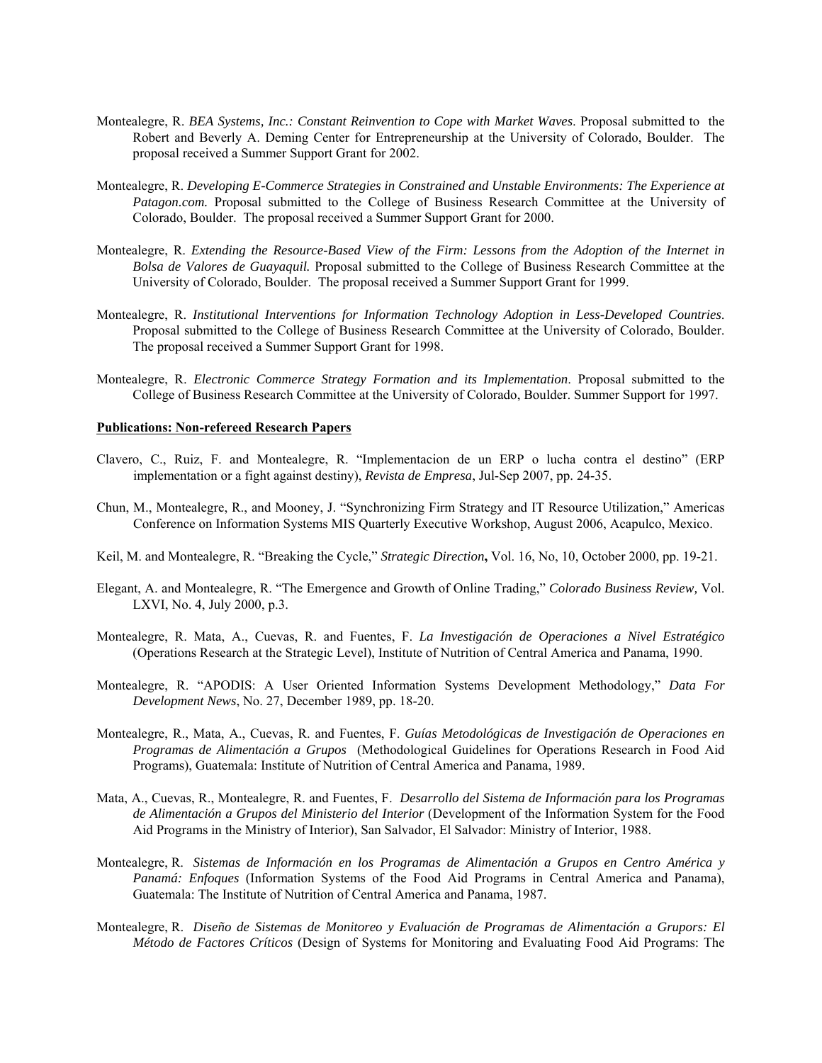Montealegre, R. *BEA Systems, Inc.: Constant Reinvention to Cope with Market Waves*. Proposal submitted to the Robert and Beverly A. Deming Center for Entrepreneurship at the University of Colorado, Boulder. The proposal received a Summer Support Grant for 2002.

Montealegre, R. *Developing E-Commerce Strategies in Constrained and Unstable Environments: The Experience at Patagon.com.* Proposal submitted to the College of Business Research Committee at the University of Colorado, Boulder. The proposal received a Summer Support Grant for 2000.

Montealegre, R. *Extending the Resource-Based View of the Firm: Lessons from the Adoption of the Internet in Bolsa de Valores de Guayaquil.* Proposal submitted to the College of Business Research Committee at the University of Colorado, Boulder. The proposal received a Summer Support Grant for 1999.

Montealegre, R. *Institutional Interventions for Information Technology Adoption in Less-Developed Countries*. Proposal submitted to the College of Business Research Committee at the University of Colorado, Boulder. The proposal received a Summer Support Grant for 1998.

Montealegre, R. *Electronic Commerce Strategy Formation and its Implementation*. Proposal submitted to the College of Business Research Committee at the University of Colorado, Boulder. Summer Support for 1997.

**Publications: Non-refereed Research Papers**

Clavero, C., Ruiz, F. and Montealegre, R. "Implementacion de un ERP o lucha contra el destino" (ERP implementation or a fight against destiny), *Revista de Empresa*, Jul-Sep 2007, pp. 24-35.

Chun, M., Montealegre, R., and Mooney, J. "Synchronizing Firm Strategy and IT Resource Utilization," Americas Conference on Information Systems MIS Quarterly Executive Workshop, August 2006, Acapulco, Mexico.

Keil, M. and Montealegre, R. "Breaking the Cycle," *Strategic Direction***,** Vol. 16, No, 10, October 2000, pp. 19-21.

Elegant, A. and Montealegre, R. "The Emergence and Growth of Online Trading," *Colorado Business Review,* Vol. LXVI, No. 4, July 2000, p.3.

Montealegre, R. Mata, A., Cuevas, R. and Fuentes, F. *La Investigación de Operaciones a Nivel Estratégico* (Operations Research at the Strategic Level), Institute of Nutrition of Central America and Panama, 1990.

Montealegre, R. "APODIS: A User Oriented Information Systems Development Methodology," *Data For Development News*, No. 27, December 1989, pp. 18-20.

Montealegre, R., Mata, A., Cuevas, R. and Fuentes, F. *Guías Metodológicas de Investigación de Operaciones en Programas de Alimentación a Grupos* (Methodological Guidelines for Operations Research in Food Aid Programs), Guatemala: Institute of Nutrition of Central America and Panama, 1989.

Mata, A., Cuevas, R., Montealegre, R. and Fuentes, F. *Desarrollo del Sistema de Información para los Programas de Alimentación a Grupos del Ministerio del Interior* (Development of the Information System for the Food Aid Programs in the Ministry of Interior), San Salvador, El Salvador: Ministry of Interior, 1988.

Montealegre, R. *Sistemas de Información en los Programas de Alimentación a Grupos en Centro América y Panamá: Enfoques* (Information Systems of the Food Aid Programs in Central America and Panama), Guatemala: The Institute of Nutrition of Central America and Panama, 1987.

Montealegre, R. *Diseño de Sistemas de Monitoreo y Evaluación de Programas de Alimentación a Grupors: El Método de Factores Críticos* (Design of Systems for Monitoring and Evaluating Food Aid Programs: The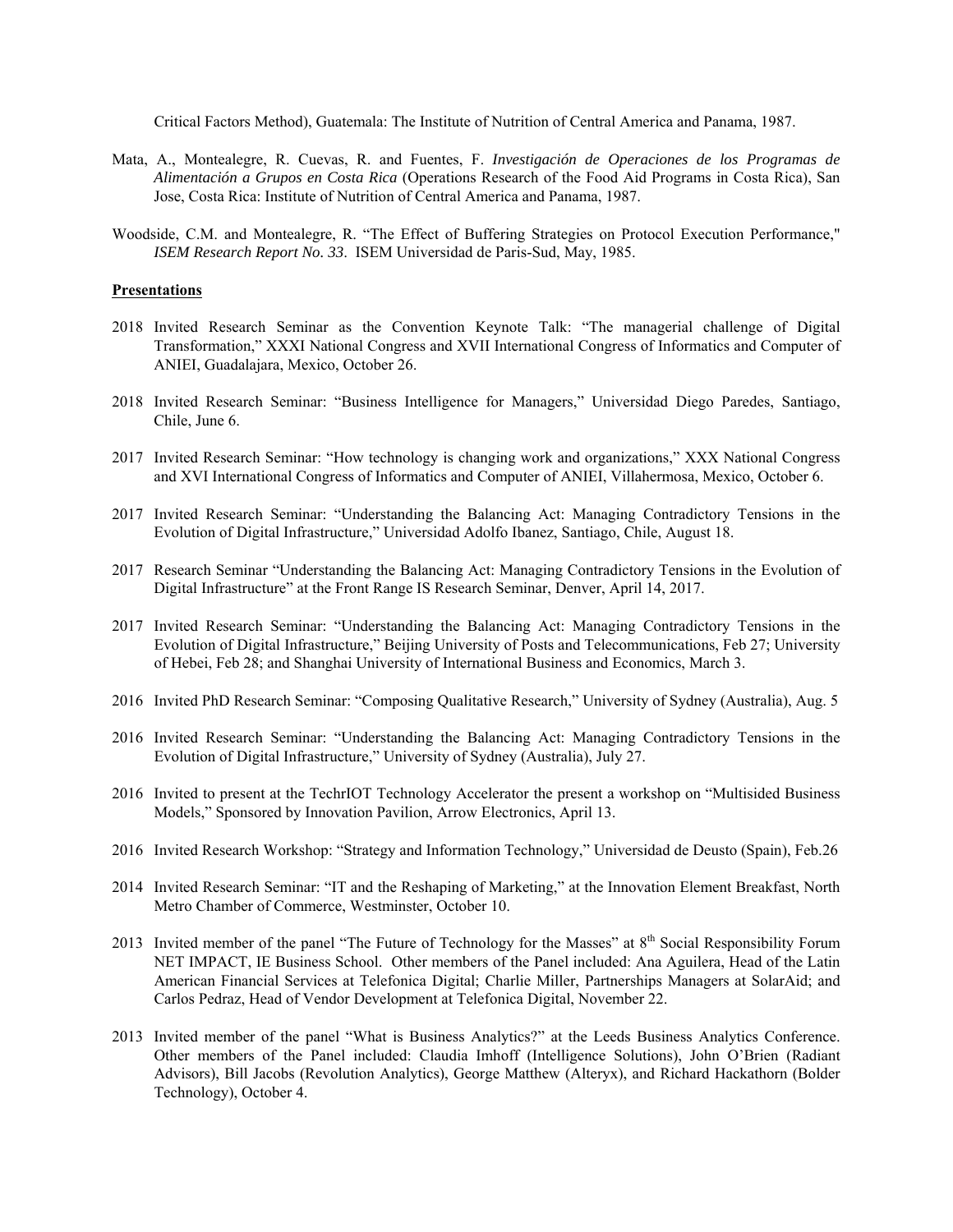Critical Factors Method), Guatemala: The Institute of Nutrition of Central America and Panama, 1987.

Mata, A., Montealegre, R. Cuevas, R. and Fuentes, F. *Investigación de Operaciones de los Programas de Alimentación a Grupos en Costa Rica* (Operations Research of the Food Aid Programs in Costa Rica), San Jose, Costa Rica: Institute of Nutrition of Central America and Panama, 1987.

Woodside, C.M. and Montealegre, R. "The Effect of Buffering Strategies on Protocol Execution Performance," *ISEM Research Report No. 33*. ISEM Universidad de Paris-Sud, May, 1985.

## Presentations

2018 Invited Research Seminar as the Convention Keynote Talk: "The managerial challenge of Digital Transformation," XXXI National Congress and XVII International Congress of Informatics and Computer of ANIEI, Guadalajara, Mexico, October 26.

2018 Invited Research Seminar: "Business Intelligence for Managers," Universidad Diego Paredes, Santiago, Chile, June 6.

2017 Invited Research Seminar: "How technology is changing work and organizations," XXX National Congress and XVI International Congress of Informatics and Computer of ANIEI, Villahermosa, Mexico, October 6.

2017 Invited Research Seminar: "Understanding the Balancing Act: Managing Contradictory Tensions in the Evolution of Digital Infrastructure," Universidad Adolfo Ibanez, Santiago, Chile, August 18.

2017 Research Seminar "Understanding the Balancing Act: Managing Contradictory Tensions in the Evolution of Digital Infrastructure" at the Front Range IS Research Seminar, Denver, April 14, 2017.

2017 Invited Research Seminar: "Understanding the Balancing Act: Managing Contradictory Tensions in the Evolution of Digital Infrastructure," Beijing University of Posts and Telecommunications, Feb 27; University of Hebei, Feb 28; and Shanghai University of International Business and Economics, March 3.

2016 Invited PhD Research Seminar: "Composing Qualitative Research," University of Sydney (Australia), Aug. 5

2016 Invited Research Seminar: "Understanding the Balancing Act: Managing Contradictory Tensions in the Evolution of Digital Infrastructure," University of Sydney (Australia), July 27.

2016 Invited to present at the TechrIOT Technology Accelerator the present a workshop on "Multisided Business Models," Sponsored by Innovation Pavilion, Arrow Electronics, April 13.

2016 Invited Research Workshop: "Strategy and Information Technology," Universidad de Deusto (Spain), Feb.26

2014 Invited Research Seminar: "IT and the Reshaping of Marketing," at the Innovation Element Breakfast, North Metro Chamber of Commerce, Westminster, October 10.

2013 Invited member of the panel "The Future of Technology for the Masses" at 8th Social Responsibility Forum NET IMPACT, IE Business School. Other members of the Panel included: Ana Aguilera, Head of the Latin American Financial Services at Telefonica Digital; Charlie Miller, Partnerships Managers at SolarAid; and Carlos Pedraz, Head of Vendor Development at Telefonica Digital, November 22.

2013 Invited member of the panel "What is Business Analytics?" at the Leeds Business Analytics Conference. Other members of the Panel included: Claudia Imhoff (Intelligence Solutions), John O'Brien (Radiant Advisors), Bill Jacobs (Revolution Analytics), George Matthew (Alteryx), and Richard Hackathorn (Bolder Technology), October 4.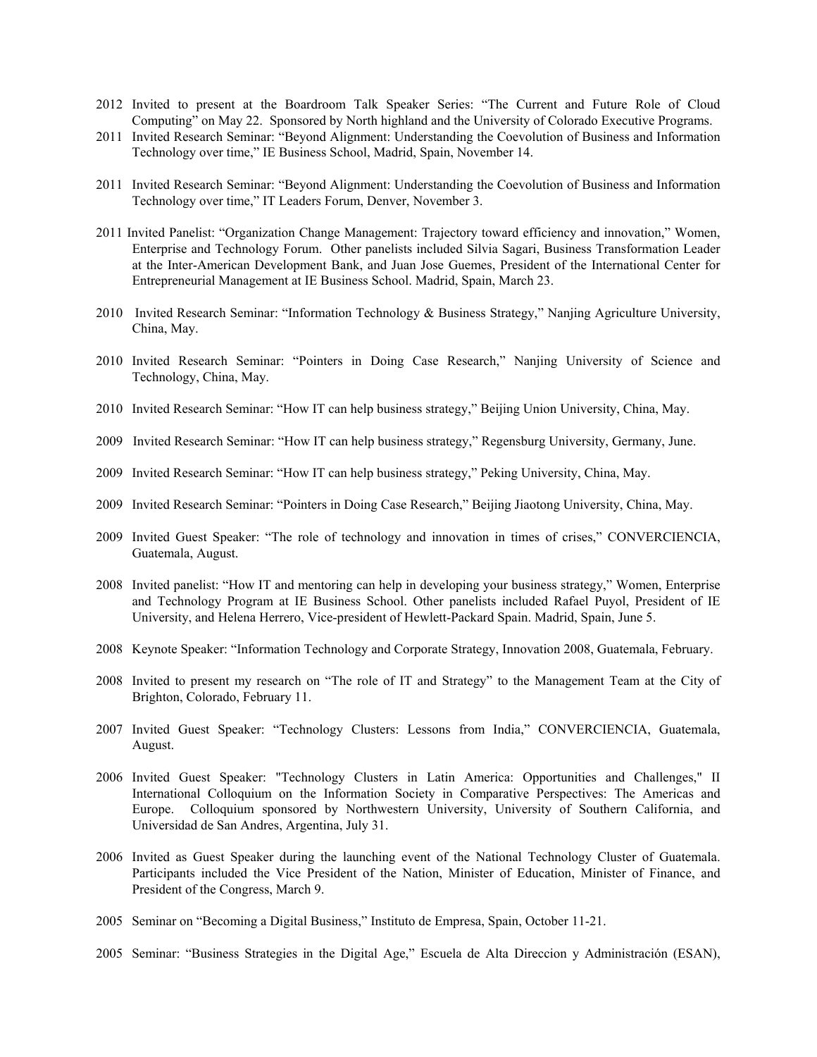2012 Invited to present at the Boardroom Talk Speaker Series: "The Current and Future Role of Cloud Computing" on May 22. Sponsored by North highland and the University of Colorado Executive Programs.

2011 Invited Research Seminar: "Beyond Alignment: Understanding the Coevolution of Business and Information Technology over time," IE Business School, Madrid, Spain, November 14.

2011 Invited Research Seminar: "Beyond Alignment: Understanding the Coevolution of Business and Information Technology over time," IT Leaders Forum, Denver, November 3.

2011 Invited Panelist: "Organization Change Management: Trajectory toward efficiency and innovation," Women, Enterprise and Technology Forum. Other panelists included Silvia Sagari, Business Transformation Leader at the Inter-American Development Bank, and Juan Jose Guemes, President of the International Center for Entrepreneurial Management at IE Business School. Madrid, Spain, March 23.

2010 Invited Research Seminar: "Information Technology & Business Strategy," Nanjing Agriculture University, China, May.

2010 Invited Research Seminar: "Pointers in Doing Case Research," Nanjing University of Science and Technology, China, May.

2010 Invited Research Seminar: "How IT can help business strategy," Beijing Union University, China, May.

2009 Invited Research Seminar: "How IT can help business strategy," Regensburg University, Germany, June.

2009 Invited Research Seminar: "How IT can help business strategy," Peking University, China, May.

2009 Invited Research Seminar: "Pointers in Doing Case Research," Beijing Jiaotong University, China, May.

2009 Invited Guest Speaker: "The role of technology and innovation in times of crises," CONVERCIENCIA, Guatemala, August.

2008 Invited panelist: "How IT and mentoring can help in developing your business strategy," Women, Enterprise and Technology Program at IE Business School. Other panelists included Rafael Puyol, President of IE University, and Helena Herrero, Vice-president of Hewlett-Packard Spain. Madrid, Spain, June 5.

2008 Keynote Speaker: "Information Technology and Corporate Strategy, Innovation 2008, Guatemala, February.

2008 Invited to present my research on "The role of IT and Strategy" to the Management Team at the City of Brighton, Colorado, February 11.

2007 Invited Guest Speaker: "Technology Clusters: Lessons from India," CONVERCIENCIA, Guatemala, August.

2006 Invited Guest Speaker: "Technology Clusters in Latin America: Opportunities and Challenges," II International Colloquium on the Information Society in Comparative Perspectives: The Americas and Europe. Colloquium sponsored by Northwestern University, University of Southern California, and Universidad de San Andres, Argentina, July 31.

2006 Invited as Guest Speaker during the launching event of the National Technology Cluster of Guatemala. Participants included the Vice President of the Nation, Minister of Education, Minister of Finance, and President of the Congress, March 9.

2005 Seminar on "Becoming a Digital Business," Instituto de Empresa, Spain, October 11-21.

2005 Seminar: "Business Strategies in the Digital Age," Escuela de Alta Direccion y Administración (ESAN),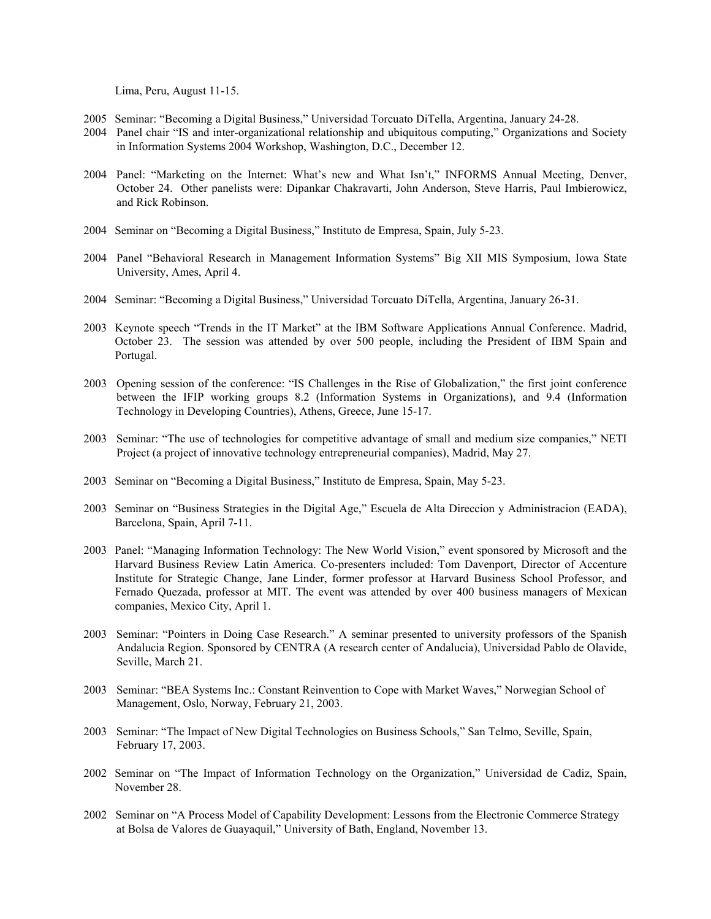Lima, Peru, August 11-15.

2005 Seminar: "Becoming a Digital Business," Universidad Torcuato DiTella, Argentina, January 24-28.

2004 Panel chair "IS and inter-organizational relationship and ubiquitous computing," Organizations and Society in Information Systems 2004 Workshop, Washington, D.C., December 12.

2004 Panel: "Marketing on the Internet: What's new and What Isn't," INFORMS Annual Meeting, Denver, October 24. Other panelists were: Dipankar Chakravarti, John Anderson, Steve Harris, Paul Imbierowicz, and Rick Robinson.

2004 Seminar on "Becoming a Digital Business," Instituto de Empresa, Spain, July 5-23.

2004 Panel "Behavioral Research in Management Information Systems" Big XII MIS Symposium, Iowa State University, Ames, April 4.

2004 Seminar: "Becoming a Digital Business," Universidad Torcuato DiTella, Argentina, January 26-31.

2003 Keynote speech "Trends in the IT Market" at the IBM Software Applications Annual Conference. Madrid, October 23. The session was attended by over 500 people, including the President of IBM Spain and Portugal.

2003 Opening session of the conference: "IS Challenges in the Rise of Globalization," the first joint conference between the IFIP working groups 8.2 (Information Systems in Organizations), and 9.4 (Information Technology in Developing Countries), Athens, Greece, June 15-17.

2003 Seminar: "The use of technologies for competitive advantage of small and medium size companies," NETI Project (a project of innovative technology entrepreneurial companies), Madrid, May 27.

2003 Seminar on "Becoming a Digital Business," Instituto de Empresa, Spain, May 5-23.

2003 Seminar on "Business Strategies in the Digital Age," Escuela de Alta Direccion y Administracion (EADA), Barcelona, Spain, April 7-11.

2003 Panel: "Managing Information Technology: The New World Vision," event sponsored by Microsoft and the Harvard Business Review Latin America. Co-presenters included: Tom Davenport, Director of Accenture Institute for Strategic Change, Jane Linder, former professor at Harvard Business School Professor, and Fernado Quezada, professor at MIT. The event was attended by over 400 business managers of Mexican companies, Mexico City, April 1.

2003 Seminar: "Pointers in Doing Case Research." A seminar presented to university professors of the Spanish Andalucia Region. Sponsored by CENTRA (A research center of Andalucia), Universidad Pablo de Olavide, Seville, March 21.

2003 Seminar: "BEA Systems Inc.: Constant Reinvention to Cope with Market Waves," Norwegian School of Management, Oslo, Norway, February 21, 2003.

2003 Seminar: "The Impact of New Digital Technologies on Business Schools," San Telmo, Seville, Spain, February 17, 2003.

2002 Seminar on "The Impact of Information Technology on the Organization," Universidad de Cadiz, Spain, November 28.

2002 Seminar on "A Process Model of Capability Development: Lessons from the Electronic Commerce Strategy at Bolsa de Valores de Guayaquil," University of Bath, England, November 13.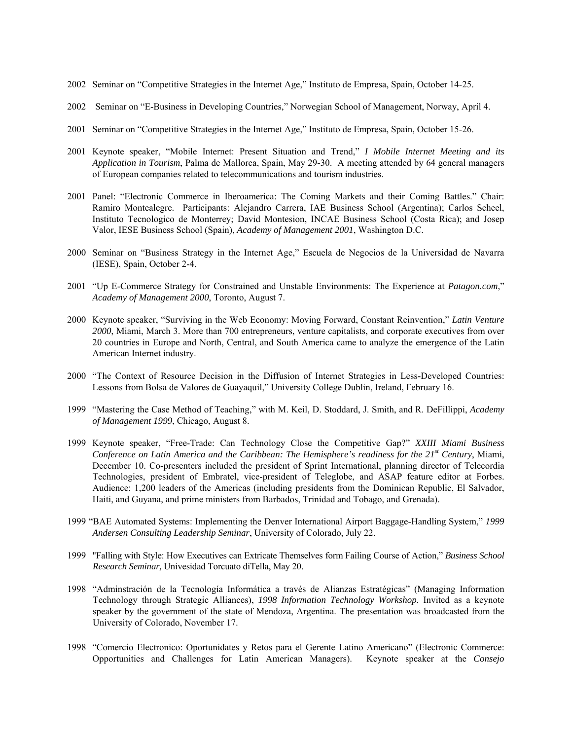2002 Seminar on "Competitive Strategies in the Internet Age," Instituto de Empresa, Spain, October 14-25.

2002 Seminar on "E-Business in Developing Countries," Norwegian School of Management, Norway, April 4.

2001 Seminar on "Competitive Strategies in the Internet Age," Instituto de Empresa, Spain, October 15-26.

2001 Keynote speaker, "Mobile Internet: Present Situation and Trend," *I Mobile Internet Meeting and its Application in Tourism*, Palma de Mallorca, Spain, May 29-30. A meeting attended by 64 general managers of European companies related to telecommunications and tourism industries.

2001 Panel: "Electronic Commerce in Iberoamerica: The Coming Markets and their Coming Battles." Chair: Ramiro Montealegre. Participants: Alejandro Carrera, IAE Business School (Argentina); Carlos Scheel, Instituto Tecnologico de Monterrey; David Montesion, INCAE Business School (Costa Rica); and Josep Valor, IESE Business School (Spain), *Academy of Management 2001*, Washington D.C.

2000 Seminar on "Business Strategy in the Internet Age," Escuela de Negocios de la Universidad de Navarra (IESE), Spain, October 2-4.

2001 "Up E-Commerce Strategy for Constrained and Unstable Environments: The Experience at *Patagon.com*," *Academy of Management 2000*, Toronto, August 7.

2000 Keynote speaker, "Surviving in the Web Economy: Moving Forward, Constant Reinvention," *Latin Venture 2000*, Miami, March 3. More than 700 entrepreneurs, venture capitalists, and corporate executives from over 20 countries in Europe and North, Central, and South America came to analyze the emergence of the Latin American Internet industry.

2000 "The Context of Resource Decision in the Diffusion of Internet Strategies in Less-Developed Countries: Lessons from Bolsa de Valores de Guayaquil," University College Dublin, Ireland, February 16.

1999 "Mastering the Case Method of Teaching," with M. Keil, D. Stoddard, J. Smith, and R. DeFillippi, *Academy of Management 1999*, Chicago, August 8.

1999 Keynote speaker, "Free-Trade: Can Technology Close the Competitive Gap?" *XXIII Miami Business Conference on Latin America and the Caribbean: The Hemisphere's readiness for the 21st Century*, Miami, December 10. Co-presenters included the president of Sprint International, planning director of Telecordia Technologies, president of Embratel, vice-president of Teleglobe, and ASAP feature editor at Forbes. Audience: 1,200 leaders of the Americas (including presidents from the Dominican Republic, El Salvador, Haiti, and Guyana, and prime ministers from Barbados, Trinidad and Tobago, and Grenada).

1999 "BAE Automated Systems: Implementing the Denver International Airport Baggage-Handling System," *1999 Andersen Consulting Leadership Seminar*, University of Colorado, July 22.

1999 "Falling with Style: How Executives can Extricate Themselves form Failing Course of Action," *Business School Research Seminar,* Univesidad Torcuato diTella, May 20.

1998 "Adminstración de la Tecnología Informática a través de Alianzas Estratégicas" (Managing Information Technology through Strategic Alliances), *1998 Information Technology Workshop.* Invited as a keynote speaker by the government of the state of Mendoza, Argentina. The presentation was broadcasted from the University of Colorado, November 17.

1998 "Comercio Electronico: Oportunitades y Retos para el Gerente Latino Americano" (Electronic Commerce: Opportunities and Challenges for Latin American Managers). Keynote speaker at the *Consejo*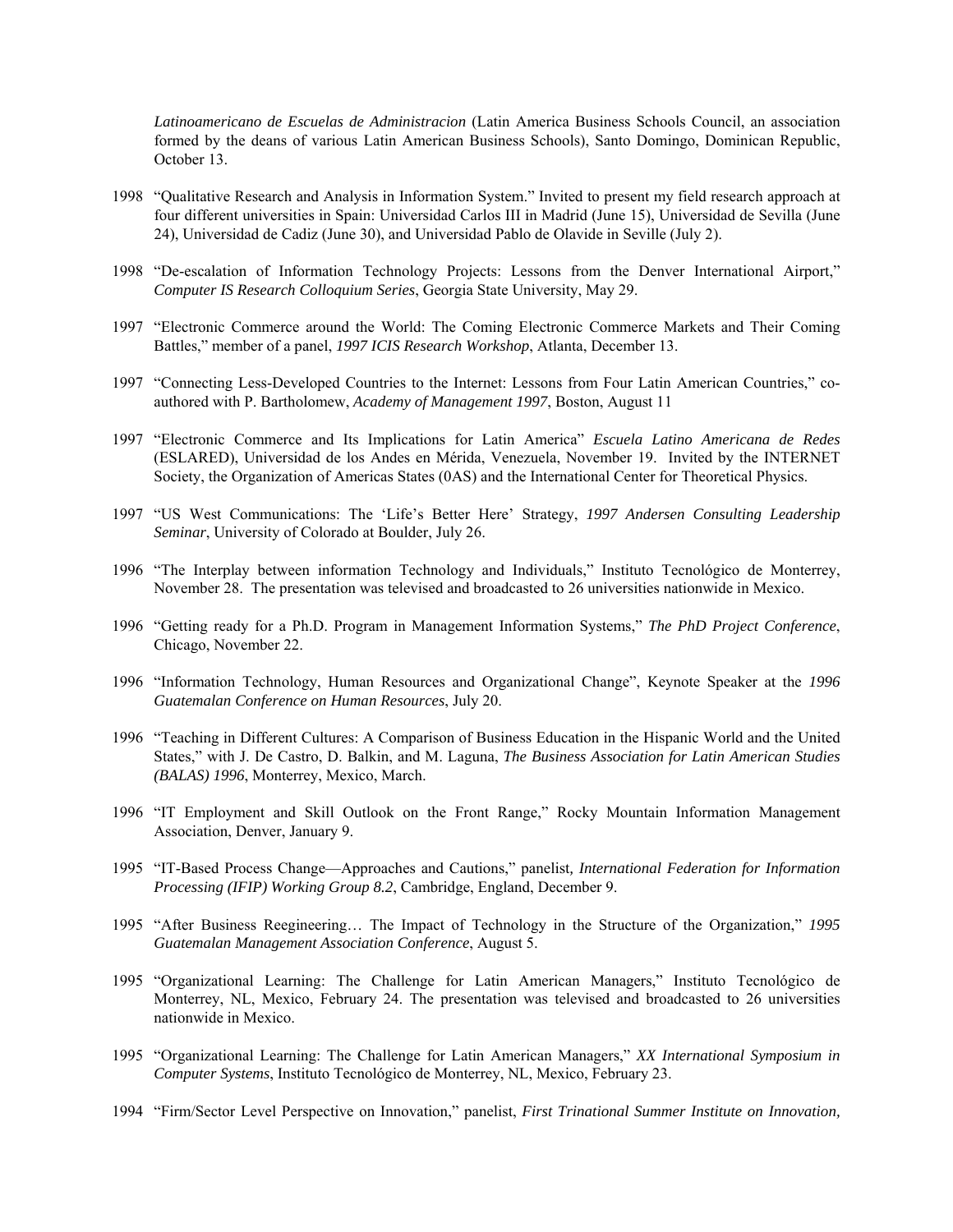*Latinoamericano de Escuelas de Administracion* (Latin America Business Schools Council, an association formed by the deans of various Latin American Business Schools), Santo Domingo, Dominican Republic, October 13.

1998 "Qualitative Research and Analysis in Information System." Invited to present my field research approach at four different universities in Spain: Universidad Carlos III in Madrid (June 15), Universidad de Sevilla (June 24), Universidad de Cadiz (June 30), and Universidad Pablo de Olavide in Seville (July 2).

1998 "De-escalation of Information Technology Projects: Lessons from the Denver International Airport," *Computer IS Research Colloquium Series*, Georgia State University, May 29.

1997 "Electronic Commerce around the World: The Coming Electronic Commerce Markets and Their Coming Battles," member of a panel, *1997 ICIS Research Workshop*, Atlanta, December 13.

1997 "Connecting Less-Developed Countries to the Internet: Lessons from Four Latin American Countries," co-authored with P. Bartholomew, *Academy of Management 1997*, Boston, August 11

1997 "Electronic Commerce and Its Implications for Latin America" *Escuela Latino Americana de Redes* (ESLARED), Universidad de los Andes en Mérida, Venezuela, November 19. Invited by the INTERNET Society, the Organization of Americas States (0AS) and the International Center for Theoretical Physics.

1997 "US West Communications: The 'Life's Better Here' Strategy, *1997 Andersen Consulting Leadership Seminar*, University of Colorado at Boulder, July 26.

1996 "The Interplay between information Technology and Individuals," Instituto Tecnológico de Monterrey, November 28. The presentation was televised and broadcasted to 26 universities nationwide in Mexico.

1996 "Getting ready for a Ph.D. Program in Management Information Systems," *The PhD Project Conference*, Chicago, November 22.

1996 "Information Technology, Human Resources and Organizational Change", Keynote Speaker at the *1996 Guatemalan Conference on Human Resources*, July 20.

1996 "Teaching in Different Cultures: A Comparison of Business Education in the Hispanic World and the United States," with J. De Castro, D. Balkin, and M. Laguna, *The Business Association for Latin American Studies (BALAS) 1996*, Monterrey, Mexico, March.

1996 "IT Employment and Skill Outlook on the Front Range," Rocky Mountain Information Management Association, Denver, January 9.

1995 "IT-Based Process Change—Approaches and Cautions," panelist*, International Federation for Information Processing (IFIP) Working Group 8.2*, Cambridge, England, December 9.

1995 "After Business Reegineering… The Impact of Technology in the Structure of the Organization," *1995 Guatemalan Management Association Conference*, August 5.

1995 "Organizational Learning: The Challenge for Latin American Managers," Instituto Tecnológico de Monterrey, NL, Mexico, February 24. The presentation was televised and broadcasted to 26 universities nationwide in Mexico.

1995 "Organizational Learning: The Challenge for Latin American Managers," *XX International Symposium in Computer Systems*, Instituto Tecnológico de Monterrey, NL, Mexico, February 23.

1994 "Firm/Sector Level Perspective on Innovation," panelist, *First Trinational Summer Institute on Innovation,*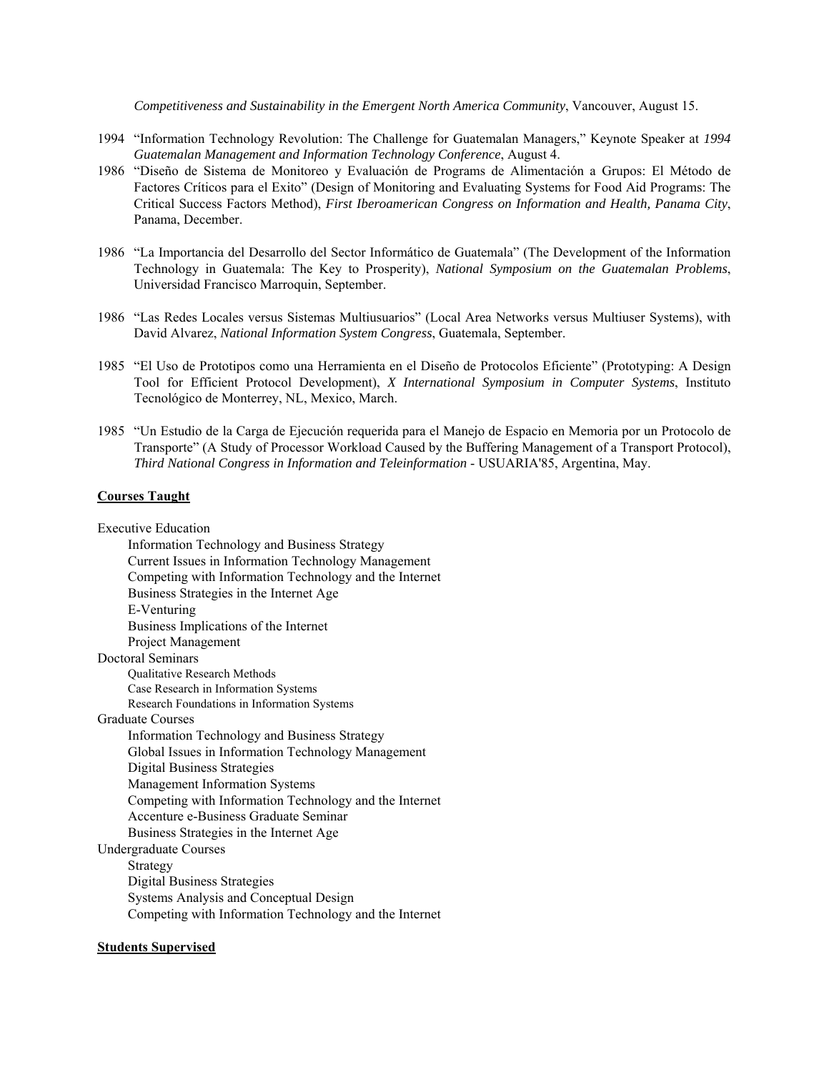*Competitiveness and Sustainability in the Emergent North America Community*, Vancouver, August 15.

1994 "Information Technology Revolution: The Challenge for Guatemalan Managers," Keynote Speaker at *1994 Guatemalan Management and Information Technology Conference*, August 4.

1986 "Diseño de Sistema de Monitoreo y Evaluación de Programs de Alimentación a Grupos: El Método de Factores Críticos para el Exito" (Design of Monitoring and Evaluating Systems for Food Aid Programs: The Critical Success Factors Method), *First Iberoamerican Congress on Information and Health, Panama City*, Panama, December.

1986 "La Importancia del Desarrollo del Sector Informático de Guatemala" (The Development of the Information Technology in Guatemala: The Key to Prosperity), *National Symposium on the Guatemalan Problems*, Universidad Francisco Marroquin, September.

1986 "Las Redes Locales versus Sistemas Multiusuarios" (Local Area Networks versus Multiuser Systems), with David Alvarez, *National Information System Congress*, Guatemala, September.

1985 "El Uso de Prototipos como una Herramienta en el Diseño de Protocolos Eficiente" (Prototyping: A Design Tool for Efficient Protocol Development), *X International Symposium in Computer Systems*, Instituto Tecnológico de Monterrey, NL, Mexico, March.

1985 "Un Estudio de la Carga de Ejecución requerida para el Manejo de Espacio en Memoria por un Protocolo de Transporte" (A Study of Processor Workload Caused by the Buffering Management of a Transport Protocol), *Third National Congress in Information and Teleinformation* - USUARIA'85, Argentina, May.

## Courses Taught

Executive Education
- Information Technology and Business Strategy
- Current Issues in Information Technology Management
- Competing with Information Technology and the Internet
- Business Strategies in the Internet Age
- E-Venturing
- Business Implications of the Internet
- Project Management

Doctoral Seminars
- Qualitative Research Methods
- Case Research in Information Systems
- Research Foundations in Information Systems

Graduate Courses
- Information Technology and Business Strategy
- Global Issues in Information Technology Management
- Digital Business Strategies
- Management Information Systems
- Competing with Information Technology and the Internet
- Accenture e-Business Graduate Seminar
- Business Strategies in the Internet Age

Undergraduate Courses
- Strategy
- Digital Business Strategies
- Systems Analysis and Conceptual Design
- Competing with Information Technology and the Internet

## Students Supervised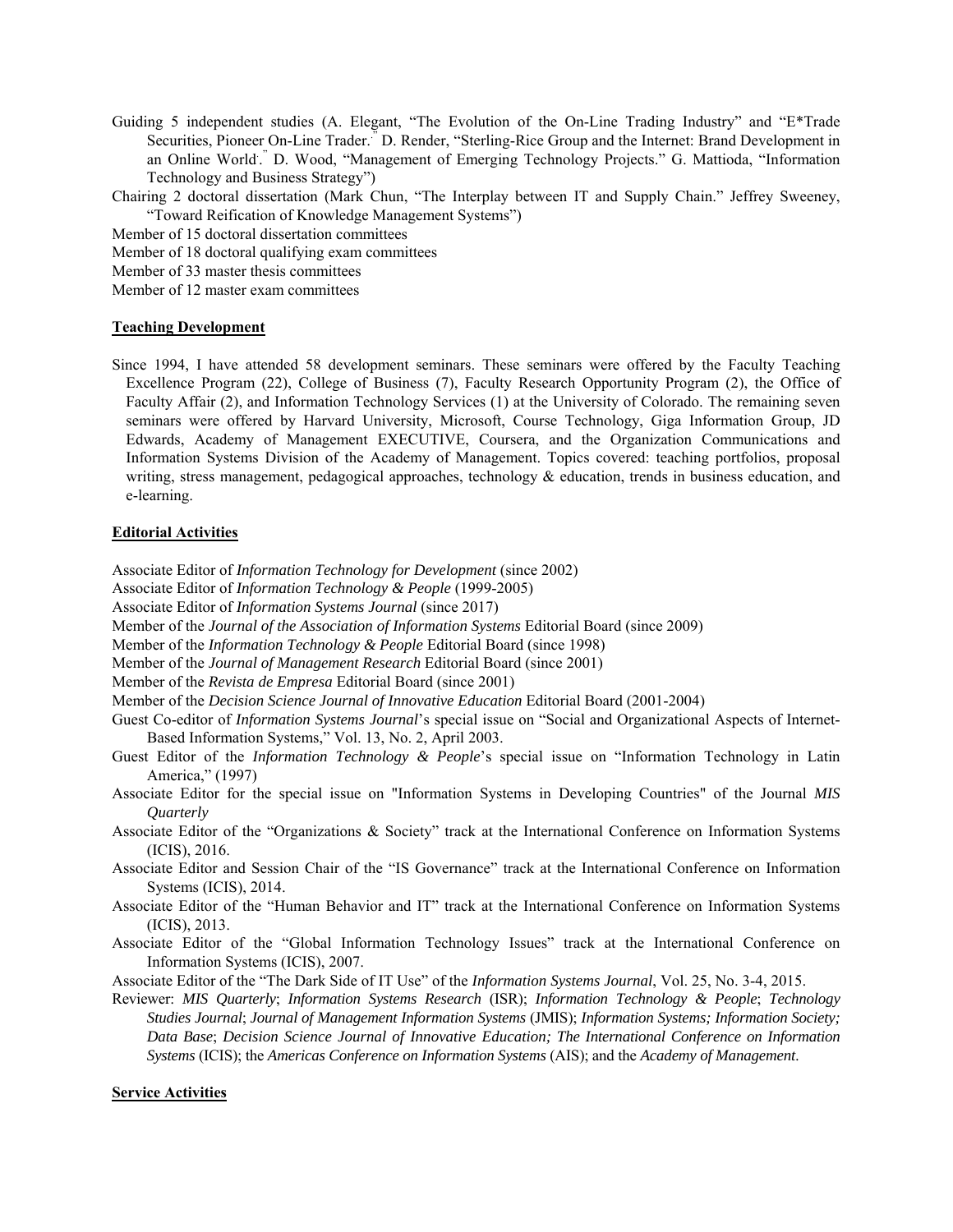Guiding 5 independent studies (A. Elegant, "The Evolution of the On-Line Trading Industry" and "E*Trade Securities, Pioneer On-Line Trader." D. Render, "Sterling-Rice Group and the Internet: Brand Development in an Online World." D. Wood, "Management of Emerging Technology Projects." G. Mattioda, "Information Technology and Business Strategy")

Chairing 2 doctoral dissertation (Mark Chun, "The Interplay between IT and Supply Chain." Jeffrey Sweeney, "Toward Reification of Knowledge Management Systems")

Member of 15 doctoral dissertation committees

Member of 18 doctoral qualifying exam committees

Member of 33 master thesis committees

Member of 12 master exam committees

**Teaching Development**

Since 1994, I have attended 58 development seminars. These seminars were offered by the Faculty Teaching Excellence Program (22), College of Business (7), Faculty Research Opportunity Program (2), the Office of Faculty Affair (2), and Information Technology Services (1) at the University of Colorado. The remaining seven seminars were offered by Harvard University, Microsoft, Course Technology, Giga Information Group, JD Edwards, Academy of Management EXECUTIVE, Coursera, and the Organization Communications and Information Systems Division of the Academy of Management. Topics covered: teaching portfolios, proposal writing, stress management, pedagogical approaches, technology & education, trends in business education, and e-learning.

**Editorial Activities**

Associate Editor of *Information Technology for Development* (since 2002)

Associate Editor of *Information Technology & People* (1999-2005)

Associate Editor of *Information Systems Journal* (since 2017)

Member of the *Journal of the Association of Information Systems* Editorial Board (since 2009)

Member of the *Information Technology & People* Editorial Board (since 1998)

Member of the *Journal of Management Research* Editorial Board (since 2001)

Member of the *Revista de Empresa* Editorial Board (since 2001)

Member of the *Decision Science Journal of Innovative Education* Editorial Board (2001-2004)

Guest Co-editor of *Information Systems Journal*'s special issue on "Social and Organizational Aspects of Internet-Based Information Systems," Vol. 13, No. 2, April 2003.

Guest Editor of the *Information Technology & People*'s special issue on "Information Technology in Latin America," (1997)

Associate Editor for the special issue on "Information Systems in Developing Countries" of the Journal *MIS Quarterly*

Associate Editor of the "Organizations & Society" track at the International Conference on Information Systems (ICIS), 2016.

Associate Editor and Session Chair of the "IS Governance" track at the International Conference on Information Systems (ICIS), 2014.

Associate Editor of the "Human Behavior and IT" track at the International Conference on Information Systems (ICIS), 2013.

Associate Editor of the "Global Information Technology Issues" track at the International Conference on Information Systems (ICIS), 2007.

Associate Editor of the "The Dark Side of IT Use" of the *Information Systems Journal*, Vol. 25, No. 3-4, 2015.

Reviewer: *MIS Quarterly*; *Information Systems Research* (ISR); *Information Technology & People*; *Technology Studies Journal*; *Journal of Management Information Systems* (JMIS); *Information Systems; Information Society; Data Base*; *Decision Science Journal of Innovative Education; The International Conference on Information Systems* (ICIS); the *Americas Conference on Information Systems* (AIS); and the *Academy of Management*.

**Service Activities**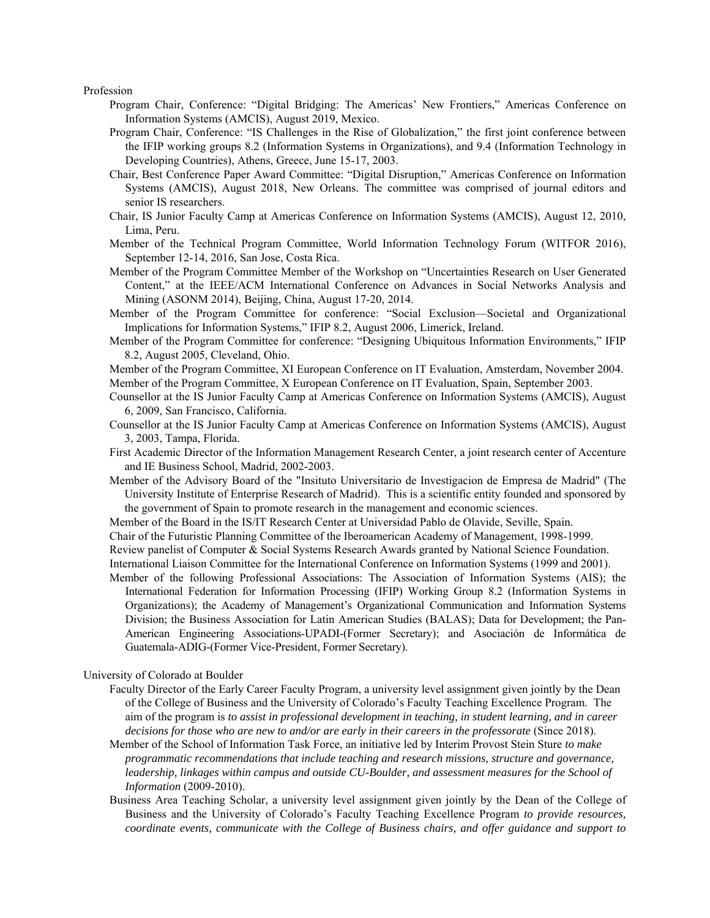Profession

- Program Chair, Conference: "Digital Bridging: The Americas' New Frontiers," Americas Conference on Information Systems (AMCIS), August 2019, Mexico.
- Program Chair, Conference: "IS Challenges in the Rise of Globalization," the first joint conference between the IFIP working groups 8.2 (Information Systems in Organizations), and 9.4 (Information Technology in Developing Countries), Athens, Greece, June 15-17, 2003.
- Chair, Best Conference Paper Award Committee: "Digital Disruption," Americas Conference on Information Systems (AMCIS), August 2018, New Orleans. The committee was comprised of journal editors and senior IS researchers.
- Chair, IS Junior Faculty Camp at Americas Conference on Information Systems (AMCIS), August 12, 2010, Lima, Peru.
- Member of the Technical Program Committee, World Information Technology Forum (WITFOR 2016), September 12-14, 2016, San Jose, Costa Rica.
- Member of the Program Committee Member of the Workshop on "Uncertainties Research on User Generated Content," at the IEEE/ACM International Conference on Advances in Social Networks Analysis and Mining (ASONM 2014), Beijing, China, August 17-20, 2014.
- Member of the Program Committee for conference: "Social Exclusion—Societal and Organizational Implications for Information Systems," IFIP 8.2, August 2006, Limerick, Ireland.
- Member of the Program Committee for conference: "Designing Ubiquitous Information Environments," IFIP 8.2, August 2005, Cleveland, Ohio.
- Member of the Program Committee, XI European Conference on IT Evaluation, Amsterdam, November 2004.
- Member of the Program Committee, X European Conference on IT Evaluation, Spain, September 2003.
- Counsellor at the IS Junior Faculty Camp at Americas Conference on Information Systems (AMCIS), August 6, 2009, San Francisco, California.
- Counsellor at the IS Junior Faculty Camp at Americas Conference on Information Systems (AMCIS), August 3, 2003, Tampa, Florida.
- First Academic Director of the Information Management Research Center, a joint research center of Accenture and IE Business School, Madrid, 2002-2003.
- Member of the Advisory Board of the "Insituto Universitario de Investigacion de Empresa de Madrid" (The University Institute of Enterprise Research of Madrid). This is a scientific entity founded and sponsored by the government of Spain to promote research in the management and economic sciences.
- Member of the Board in the IS/IT Research Center at Universidad Pablo de Olavide, Seville, Spain.
- Chair of the Futuristic Planning Committee of the Iberoamerican Academy of Management, 1998-1999.
- Review panelist of Computer & Social Systems Research Awards granted by National Science Foundation.
- International Liaison Committee for the International Conference on Information Systems (1999 and 2001).
- Member of the following Professional Associations: The Association of Information Systems (AIS); the International Federation for Information Processing (IFIP) Working Group 8.2 (Information Systems in Organizations); the Academy of Management's Organizational Communication and Information Systems Division; the Business Association for Latin American Studies (BALAS); Data for Development; the Pan-American Engineering Associations-UPADI-(Former Secretary); and Asociación de Informática de Guatemala-ADIG-(Former Vice-President, Former Secretary).

University of Colorado at Boulder

- Faculty Director of the Early Career Faculty Program, a university level assignment given jointly by the Dean of the College of Business and the University of Colorado's Faculty Teaching Excellence Program. The aim of the program is *to assist in professional development in teaching, in student learning, and in career decisions for those who are new to and/or are early in their careers in the professorate* (Since 2018).
- Member of the School of Information Task Force, an initiative led by Interim Provost Stein Sture *to make programmatic recommendations that include teaching and research missions, structure and governance, leadership, linkages within campus and outside CU-Boulder, and assessment measures for the School of Information* (2009-2010).
- Business Area Teaching Scholar, a university level assignment given jointly by the Dean of the College of Business and the University of Colorado's Faculty Teaching Excellence Program *to provide resources, coordinate events, communicate with the College of Business chairs, and offer guidance and support to*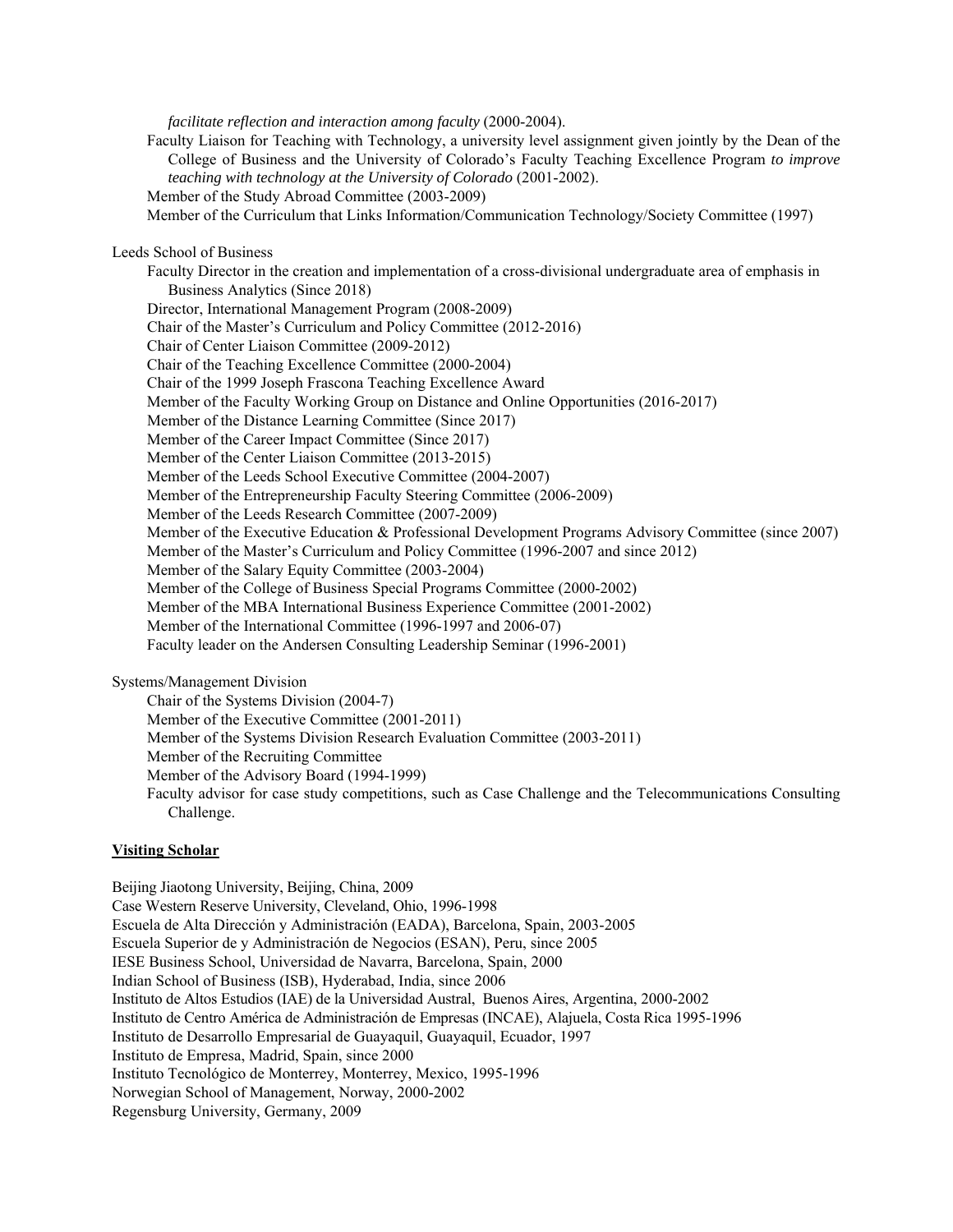*facilitate reflection and interaction among faculty* (2000-2004).

Faculty Liaison for Teaching with Technology, a university level assignment given jointly by the Dean of the College of Business and the University of Colorado's Faculty Teaching Excellence Program *to improve teaching with technology at the University of Colorado* (2001-2002).

Member of the Study Abroad Committee (2003-2009)

Member of the Curriculum that Links Information/Communication Technology/Society Committee (1997)

Leeds School of Business

Faculty Director in the creation and implementation of a cross-divisional undergraduate area of emphasis in Business Analytics (Since 2018)

Director, International Management Program (2008-2009)

Chair of the Master's Curriculum and Policy Committee (2012-2016)

Chair of Center Liaison Committee (2009-2012)

Chair of the Teaching Excellence Committee (2000-2004)

Chair of the 1999 Joseph Frascona Teaching Excellence Award

Member of the Faculty Working Group on Distance and Online Opportunities (2016-2017)

Member of the Distance Learning Committee (Since 2017)

Member of the Career Impact Committee (Since 2017)

Member of the Center Liaison Committee (2013-2015)

Member of the Leeds School Executive Committee (2004-2007)

Member of the Entrepreneurship Faculty Steering Committee (2006-2009)

Member of the Leeds Research Committee (2007-2009)

Member of the Executive Education & Professional Development Programs Advisory Committee (since 2007)

Member of the Master's Curriculum and Policy Committee (1996-2007 and since 2012)

Member of the Salary Equity Committee (2003-2004)

Member of the College of Business Special Programs Committee (2000-2002)

Member of the MBA International Business Experience Committee (2001-2002)

Member of the International Committee (1996-1997 and 2006-07)

Faculty leader on the Andersen Consulting Leadership Seminar (1996-2001)

Systems/Management Division

Chair of the Systems Division (2004-7)

Member of the Executive Committee (2001-2011)

Member of the Systems Division Research Evaluation Committee (2003-2011)

Member of the Recruiting Committee

Member of the Advisory Board (1994-1999)

Faculty advisor for case study competitions, such as Case Challenge and the Telecommunications Consulting Challenge.

**Visiting Scholar**

Beijing Jiaotong University, Beijing, China, 2009
Case Western Reserve University, Cleveland, Ohio, 1996-1998
Escuela de Alta Dirección y Administración (EADA), Barcelona, Spain, 2003-2005
Escuela Superior de y Administración de Negocios (ESAN), Peru, since 2005
IESE Business School, Universidad de Navarra, Barcelona, Spain, 2000
Indian School of Business (ISB), Hyderabad, India, since 2006
Instituto de Altos Estudios (IAE) de la Universidad Austral, Buenos Aires, Argentina, 2000-2002
Instituto de Centro América de Administración de Empresas (INCAE), Alajuela, Costa Rica 1995-1996
Instituto de Desarrollo Empresarial de Guayaquil, Guayaquil, Ecuador, 1997
Instituto de Empresa, Madrid, Spain, since 2000
Instituto Tecnológico de Monterrey, Monterrey, Mexico, 1995-1996
Norwegian School of Management, Norway, 2000-2002
Regensburg University, Germany, 2009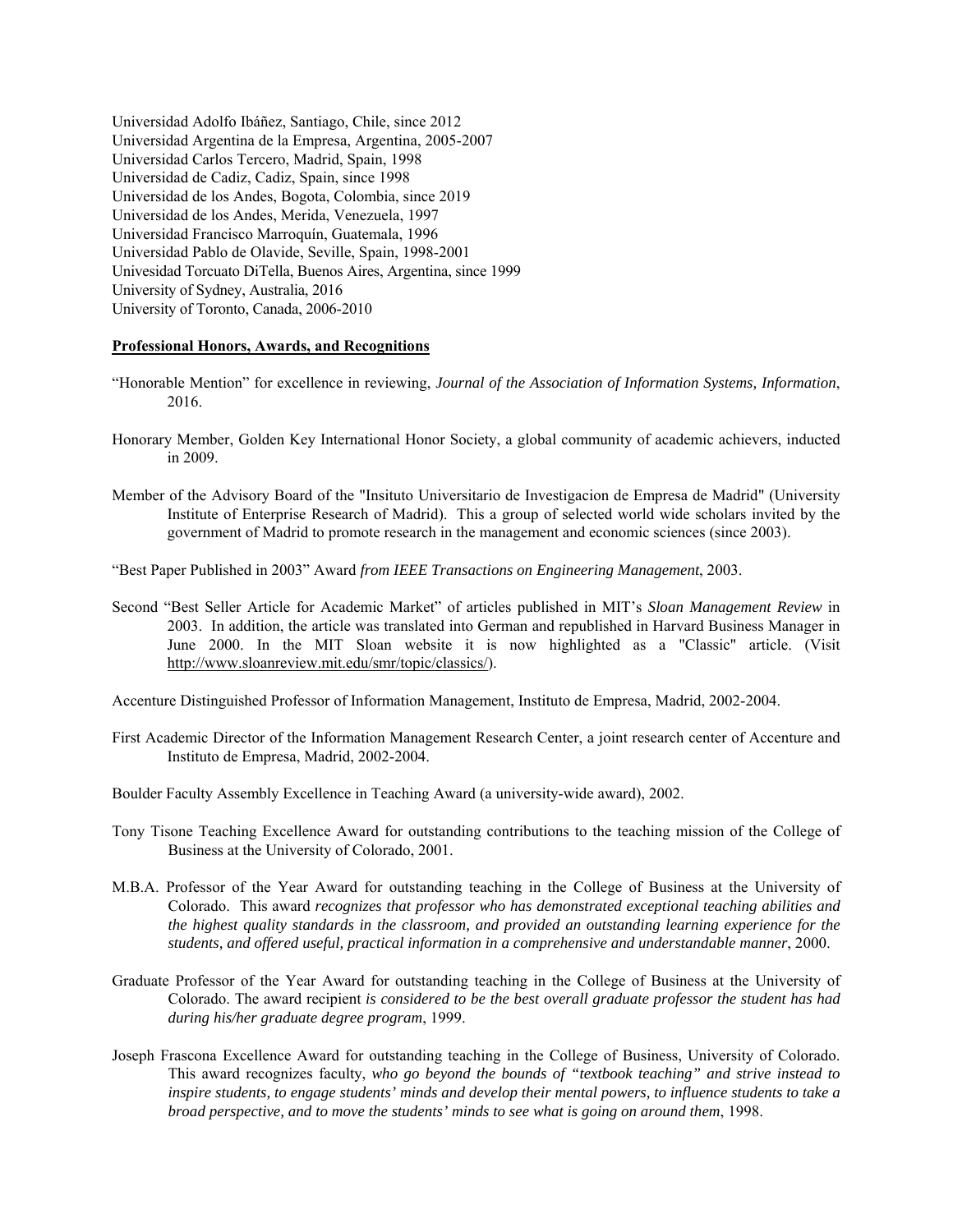Universidad Adolfo Ibáñez, Santiago, Chile, since 2012
Universidad Argentina de la Empresa, Argentina, 2005-2007
Universidad Carlos Tercero, Madrid, Spain, 1998
Universidad de Cadiz, Cadiz, Spain, since 1998
Universidad de los Andes, Bogota, Colombia, since 2019
Universidad de los Andes, Merida, Venezuela, 1997
Universidad Francisco Marroquín, Guatemala, 1996
Universidad Pablo de Olavide, Seville, Spain, 1998-2001
Univesidad Torcuato DiTella, Buenos Aires, Argentina, since 1999
University of Sydney, Australia, 2016
University of Toronto, Canada, 2006-2010

**Professional Honors, Awards, and Recognitions**

"Honorable Mention" for excellence in reviewing, *Journal of the Association of Information Systems, Information*, 2016.

Honorary Member, Golden Key International Honor Society, a global community of academic achievers, inducted in 2009.

Member of the Advisory Board of the "Insituto Universitario de Investigacion de Empresa de Madrid" (University Institute of Enterprise Research of Madrid). This a group of selected world wide scholars invited by the government of Madrid to promote research in the management and economic sciences (since 2003).

"Best Paper Published in 2003" Award *from IEEE Transactions on Engineering Management*, 2003.

Second "Best Seller Article for Academic Market" of articles published in MIT's *Sloan Management Review* in 2003. In addition, the article was translated into German and republished in Harvard Business Manager in June 2000. In the MIT Sloan website it is now highlighted as a "Classic" article. (Visit http://www.sloanreview.mit.edu/smr/topic/classics/).

Accenture Distinguished Professor of Information Management, Instituto de Empresa, Madrid, 2002-2004.

First Academic Director of the Information Management Research Center, a joint research center of Accenture and Instituto de Empresa, Madrid, 2002-2004.

Boulder Faculty Assembly Excellence in Teaching Award (a university-wide award), 2002.

Tony Tisone Teaching Excellence Award for outstanding contributions to the teaching mission of the College of Business at the University of Colorado, 2001.

M.B.A. Professor of the Year Award for outstanding teaching in the College of Business at the University of Colorado. This award *recognizes that professor who has demonstrated exceptional teaching abilities and the highest quality standards in the classroom, and provided an outstanding learning experience for the students, and offered useful, practical information in a comprehensive and understandable manner*, 2000.

Graduate Professor of the Year Award for outstanding teaching in the College of Business at the University of Colorado. The award recipient *is considered to be the best overall graduate professor the student has had during his/her graduate degree program*, 1999.

Joseph Frascona Excellence Award for outstanding teaching in the College of Business, University of Colorado. This award recognizes faculty, *who go beyond the bounds of "textbook teaching" and strive instead to inspire students, to engage students' minds and develop their mental powers, to influence students to take a broad perspective, and to move the students' minds to see what is going on around them*, 1998.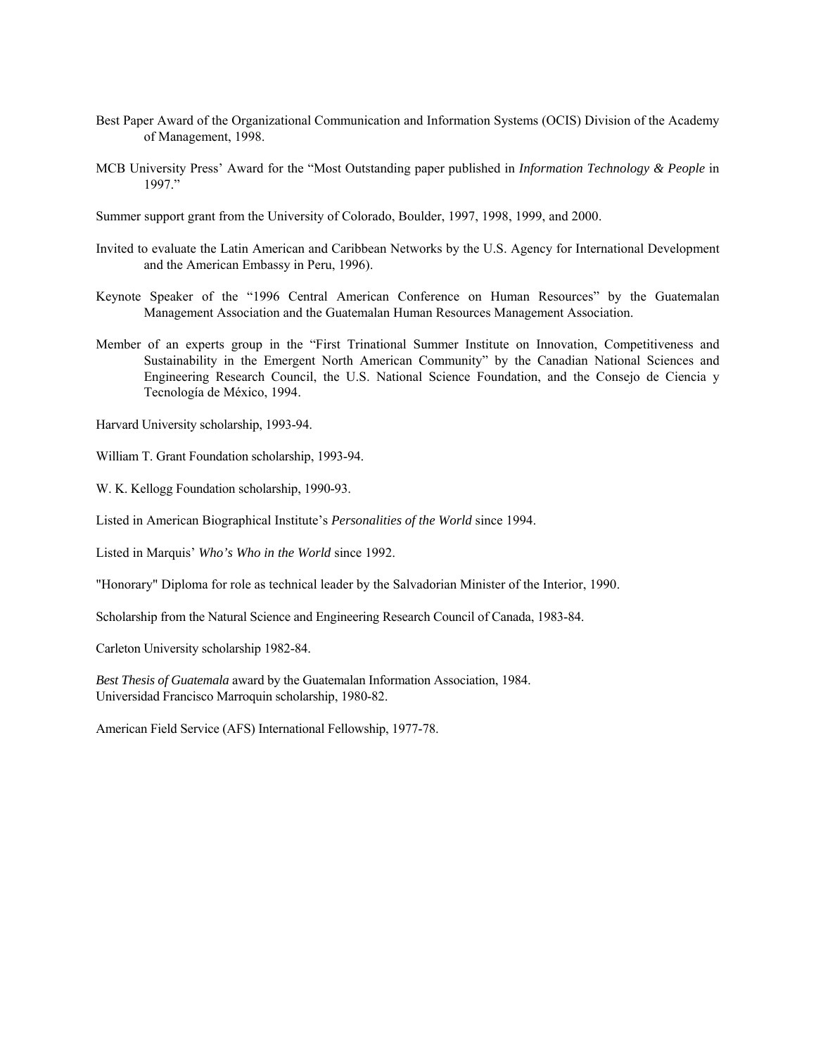Best Paper Award of the Organizational Communication and Information Systems (OCIS) Division of the Academy of Management, 1998.

MCB University Press' Award for the "Most Outstanding paper published in *Information Technology & People* in 1997."

Summer support grant from the University of Colorado, Boulder, 1997, 1998, 1999, and 2000.

Invited to evaluate the Latin American and Caribbean Networks by the U.S. Agency for International Development and the American Embassy in Peru, 1996).

Keynote Speaker of the "1996 Central American Conference on Human Resources" by the Guatemalan Management Association and the Guatemalan Human Resources Management Association.

Member of an experts group in the "First Trinational Summer Institute on Innovation, Competitiveness and Sustainability in the Emergent North American Community" by the Canadian National Sciences and Engineering Research Council, the U.S. National Science Foundation, and the Consejo de Ciencia y Tecnología de México, 1994.

Harvard University scholarship, 1993-94.

William T. Grant Foundation scholarship, 1993-94.

W. K. Kellogg Foundation scholarship, 1990-93.

Listed in American Biographical Institute's *Personalities of the World* since 1994.

Listed in Marquis' *Who's Who in the World* since 1992.

"Honorary" Diploma for role as technical leader by the Salvadorian Minister of the Interior, 1990.

Scholarship from the Natural Science and Engineering Research Council of Canada, 1983-84.

Carleton University scholarship 1982-84.

*Best Thesis of Guatemala* award by the Guatemalan Information Association, 1984.
Universidad Francisco Marroquin scholarship, 1980-82.

American Field Service (AFS) International Fellowship, 1977-78.